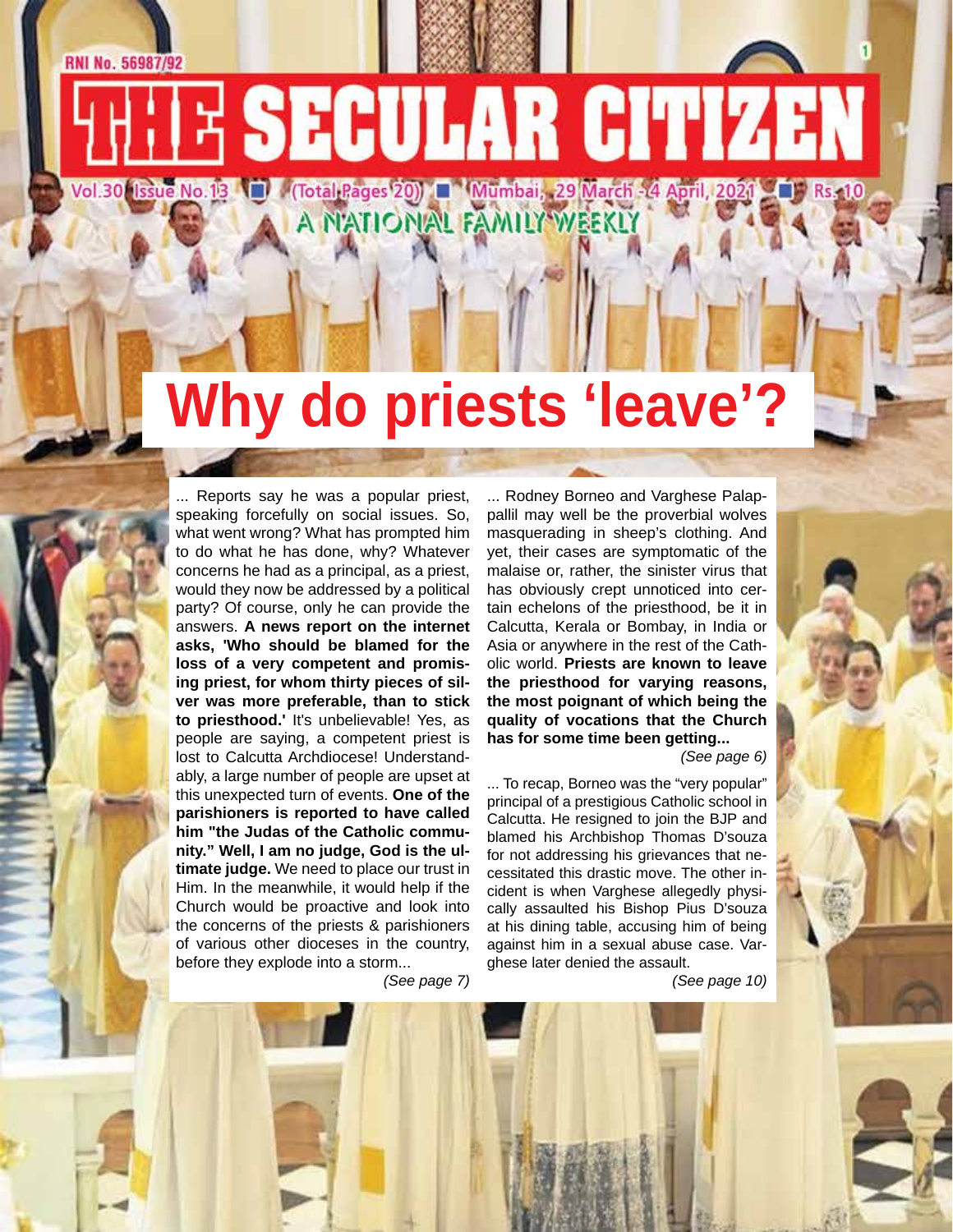RNI No. 56987/92

# THE SECULAR CITIZEN

Vol.30 Issue No.13 ■ (Total Pages 20) ■ Mumbai, 29 March - 4 April, 2021 ■ Rs.10

A NATIONAL FAMILY WEEKLY

# Why do priests 'leave'?

... Reports say he was a popular priest, speaking forcefully on social issues. So, what went wrong? What has prompted him to do what he has done, why? Whatever concerns he had as a principal, as a priest, would they now be addressed by a political party? Of course, only he can provide the answers. **A news report on the internet asks, 'Who should be blamed for the loss of a very competent and promising priest, for whom thirty pieces of silver was more preferable, than to stick to priesthood.'** It's unbelievable! Yes, as people are saying, a competent priest is lost to Calcutta Archdiocese! Understandably, a large number of people are upset at this unexpected turn of events. **One of the parishioners is reported to have called him "the Judas of the Catholic community." Well, I am no judge, God is the ultimate judge.** We need to place our trust in Him. In the meanwhile, it would help if the Church would be proactive and look into the concerns of the priests & parishioners of various other dioceses in the country, before they explode into a storm...

*(See page 7)*

... Rodney Borneo and Varghese Palappallil may well be the proverbial wolves masquerading in sheep's clothing. And yet, their cases are symptomatic of the malaise or, rather, the sinister virus that has obviously crept unnoticed into certain echelons of the priesthood, be it in Calcutta, Kerala or Bombay, in India or Asia or anywhere in the rest of the Catholic world. **Priests are known to leave the priesthood for varying reasons, the most poignant of which being the quality of vocations that the Church has for some time been getting...**

*(See page 6)*

... To recap, Borneo was the "very popular" principal of a prestigious Catholic school in Calcutta. He resigned to join the BJP and blamed his Archbishop Thomas D'souza for not addressing his grievances that necessitated this drastic move. The other incident is when Varghese allegedly physically assaulted his Bishop Pius D'souza at his dining table, accusing him of being against him in a sexual abuse case. Varghese later denied the assault.

*(See page 10)*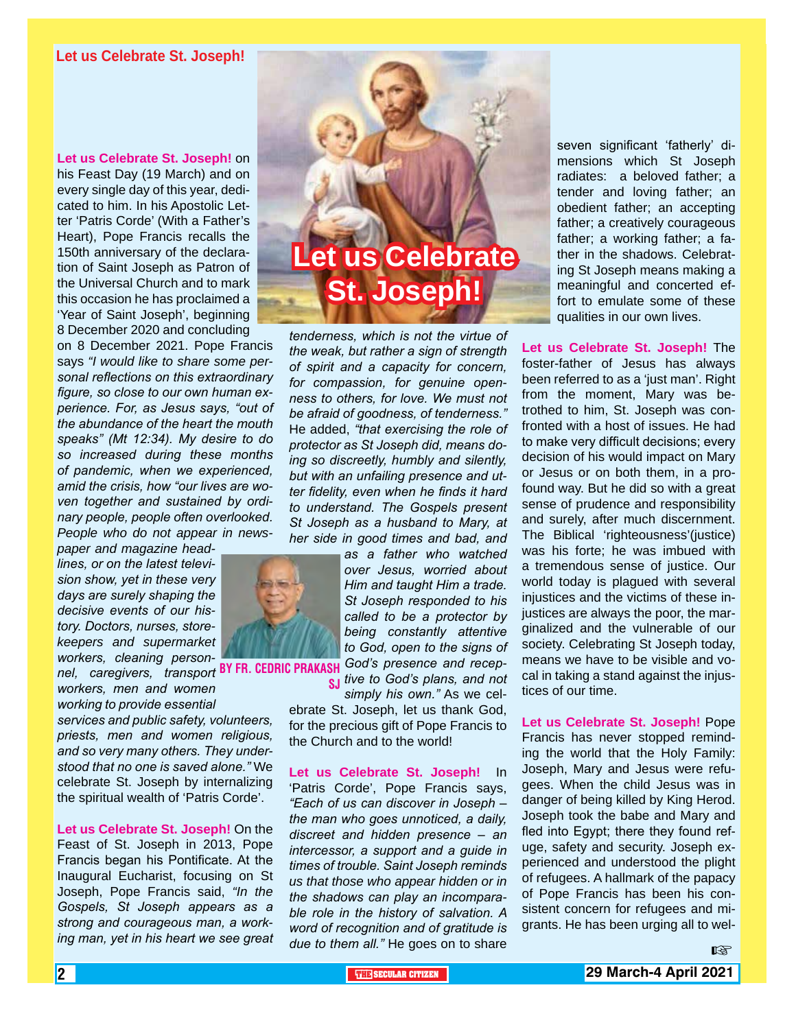# Let us Celebrate St. Joseph!

BY FR. CEDRIC PRAKASH SJ

**Let us Celebrate St. Joseph!** on his Feast Day (19 March) and on every single day of this year, dedicated to him. In his Apostolic Letter 'Patris Corde' (With a Father's Heart), Pope Francis recalls the 150th anniversary of the declaration of Saint Joseph as Patron of the Universal Church and to mark this occasion he has proclaimed a 'Year of Saint Joseph', beginning 8 December 2020 and concluding on 8 December 2021. Pope Francis says *"I would like to share some personal reflections on this extraordinary figure, so close to our own human experience. For, as Jesus says, "out of the abundance of the heart the mouth speaks" (Mt 12:34). My desire to do so increased during these months of pandemic, when we experienced, amid the crisis, how "our lives are woven together and sustained by ordinary people, people often overlooked. People who do not appear in newspaper and magazine headlines, or on the latest television show, yet in these very days are surely shaping the decisive events of our history. Doctors, nurses, storekeepers and supermarket workers, cleaning personnel, caregivers, transport workers, men and women working to provide essential services and public safety, volunteers, priests, men and women religious, and so very many others. They understood that no one is saved alone."* We celebrate St. Joseph by internalizing the spiritual wealth of 'Patris Corde'.

**Let us Celebrate St. Joseph!** On the Feast of St. Joseph in 2013, Pope Francis began his Pontificate. At the Inaugural Eucharist, focusing on St Joseph, Pope Francis said, *"In the Gospels, St Joseph appears as a strong and courageous man, a working man, yet in his heart we see great tenderness, which is not the virtue of the weak, but rather a sign of strength of spirit and a capacity for concern, for compassion, for genuine openness to others, for love. We must not be afraid of goodness, of tenderness."* He added, *"that exercising the role of protector as St Joseph did, means doing so discreetly, humbly and silently, but with an unfailing presence and utter fidelity, even when he finds it hard to understand. The Gospels present St Joseph as a husband to Mary, at her side in good times and bad, and as a father who watched over Jesus, worried about Him and taught Him a trade. St Joseph responded to his called to be a protector by being constantly attentive to God, open to the signs of God's presence and receptive to God's plans, and not simply his own."* As we celebrate St. Joseph, let us thank God, for the precious gift of Pope Francis to the Church and to the world!

**Let us Celebrate St. Joseph!** In 'Patris Corde', Pope Francis says, *"Each of us can discover in Joseph – the man who goes unnoticed, a daily, discreet and hidden presence – an intercessor, a support and a guide in times of trouble. Saint Joseph reminds us that those who appear hidden or in the shadows can play an incomparable role in the history of salvation. A word of recognition and of gratitude is due to them all."* He goes on to share seven significant 'fatherly' dimensions which St Joseph radiates: a beloved father; a tender and loving father; an obedient father; an accepting father; a creatively courageous father; a working father; a father in the shadows. Celebrating St Joseph means making a meaningful and concerted effort to emulate some of these qualities in our own lives.

**Let us Celebrate St. Joseph!** The foster-father of Jesus has always been referred to as a 'just man'. Right from the moment, Mary was betrothed to him, St. Joseph was confronted with a host of issues. He had to make very difficult decisions; every decision of his would impact on Mary or Jesus or on both them, in a profound way. But he did so with a great sense of prudence and responsibility and surely, after much discernment. The Biblical 'righteousness'(justice) was his forte; he was imbued with a tremendous sense of justice. Our world today is plagued with several injustices and the victims of these injustices are always the poor, the marginalized and the vulnerable of our society. Celebrating St Joseph today, means we have to be visible and vocal in taking a stand against the injustices of our time.

**Let us Celebrate St. Joseph!** Pope Francis has never stopped reminding the world that the Holy Family: Joseph, Mary and Jesus were refugees. When the child Jesus was in danger of being killed by King Herod. Joseph took the babe and Mary and fled into Egypt; there they found refuge, safety and security. Joseph experienced and understood the plight of refugees. A hallmark of the papacy of Pope Francis has been his consistent concern for refugees and migrants. He has been urging all to wel-

☞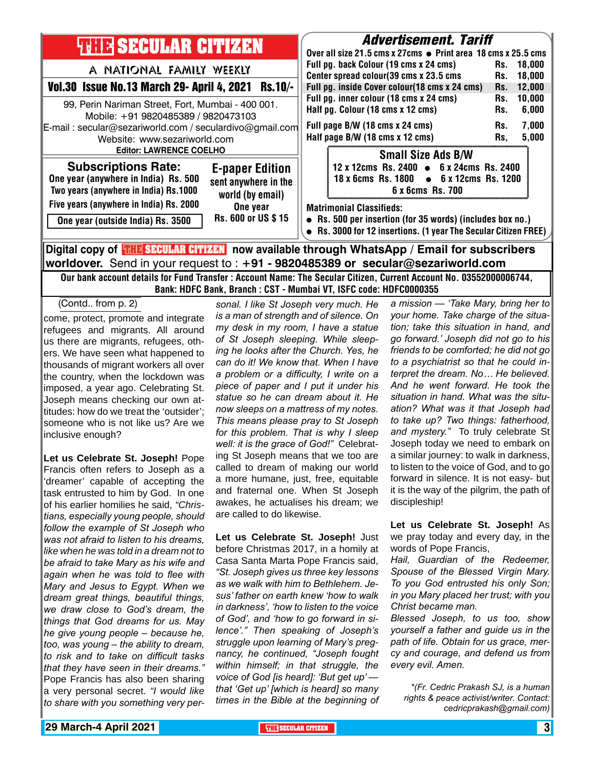# THE SECULAR CITIZEN

A NATIONAL FAMILY WEEKLY

**Vol.30 Issue No.13 March 29- April 4, 2021 Rs.10/-**

99, Perin Nariman Street, Fort, Mumbai - 400 001.
Mobile: +91 9820485389 / 9820473103
E-mail : secular@sezariworld.com / seculardivo@gmail.com
Website: www.sezariworld.com
**Editor: LAWRENCE COELHO**

## Subscriptions Rate:

**One year (anywhere in India) Rs. 500**
**Two years (anywhere in India) Rs.1000**
**Five years (anywhere in India) Rs. 2000**
**One year (outside India) Rs. 3500**

## E-paper Edition

**sent anywhere in the world (by email)**
**One year**
**Rs. 600 or US $ 15**

## Advertisement. Tariff

**Over all size 21.5 cms x 27cms ● Print area 18 cms x 25.5 cms**

| Item | Rate |
|---|---|
| Full pg. back Colour (19 cms x 24 cms) | Rs. 18,000 |
| Center spread colour(39 cms x 23.5 cms | Rs. 18,000 |
| Full pg. inside Cover colour(18 cms x 24 cms) | Rs. 12,000 |
| Full pg. inner colour (18 cms x 24 cms) | Rs. 10,000 |
| Half pg. Colour (18 cms x 12 cms) | Rs. 6,000 |
| Full page B/W (18 cms x 24 cms) | Rs. 7,000 |
| Half page B/W (18 cms x 12 cms) | Rs, 5,000 |

### Small Size Ads B/W

12 x 12cms Rs. 2400 ● 6 x 24cms Rs. 2400
18 x 6cms Rs. 1800 ● 6 x 12cms Rs. 1200
6 x 6cms Rs. 700

**Matrimonial Classifieds:**

- **Rs. 500 per insertion (for 35 words) (includes box no.)**
- **Rs. 3000 for 12 insertions. (1 year The Secular Citizen FREE)**

**Digital copy of THE SECULAR CITIZEN now available through WhatsApp / Email for subscribers worldover.** Send in your request to : **+91 - 9820485389 or secular@sezariworld.com**

**Our bank account details for Fund Transfer : Account Name: The Secular Citizen, Current Account No. 03552000006744, Bank: HDFC Bank, Branch : CST - Mumbai VT, ISFC code: HDFC0000355**

---

(Contd.. from p. 2)

come, protect, promote and integrate refugees and migrants. All around us there are migrants, refugees, others. We have seen what happened to thousands of migrant workers all over the country, when the lockdown was imposed, a year ago. Celebrating St. Joseph means checking our own attitudes: how do we treat the 'outsider'; someone who is not like us? Are we inclusive enough?

**Let us Celebrate St. Joseph!** Pope Francis often refers to Joseph as a 'dreamer' capable of accepting the task entrusted to him by God. In one of his earlier homilies he said, *"Christians, especially young people, should follow the example of St Joseph who was not afraid to listen to his dreams, like when he was told in a dream not to be afraid to take Mary as his wife and again when he was told to flee with Mary and Jesus to Egypt. When we dream great things, beautiful things, we draw close to God's dream, the things that God dreams for us. May he give young people – because he, too, was young – the ability to dream, to risk and to take on difficult tasks that they have seen in their dreams."* Pope Francis has also been sharing a very personal secret. *"I would like to share with you something very personal. I like St Joseph very much. He is a man of strength and of silence. On my desk in my room, I have a statue of St Joseph sleeping. While sleeping he looks after the Church. Yes, he can do it! We know that. When I have a problem or a difficulty, I write on a piece of paper and I put it under his statue so he can dream about it. He now sleeps on a mattress of my notes. This means please pray to St Joseph for this problem. That is why I sleep well: it is the grace of God!"* Celebrating St Joseph means that we too are called to dream of making our world a more humane, just, free, equitable and fraternal one. When St Joseph awakes, he actualises his dream; we are called to do likewise.

**Let us Celebrate St. Joseph!** Just before Christmas 2017, in a homily at Casa Santa Marta Pope Francis said, *"St. Joseph gives us three key lessons as we walk with him to Bethlehem. Jesus' father on earth knew 'how to walk in darkness', 'how to listen to the voice of God', and 'how to go forward in silence'."* Then speaking of Joseph's struggle upon learning of Mary's pregnancy, he continued, *"Joseph fought within himself; in that struggle, the voice of God [is heard]: 'But get up' — that 'Get up' [which is heard] so many times in the Bible at the beginning of a mission — 'Take Mary, bring her to your home. Take charge of the situation; take this situation in hand, and go forward.' Joseph did not go to his friends to be comforted; he did not go to a psychiatrist so that he could interpret the dream. No… He believed. And he went forward. He took the situation in hand. What was the situation? What was it that Joseph had to take up? Two things: fatherhood, and mystery."* To truly celebrate St Joseph today we need to embark on a similar journey: to walk in darkness, to listen to the voice of God, and to go forward in silence. It is not easy- but it is the way of the pilgrim, the path of discipleship!

**Let us Celebrate St. Joseph!** As we pray today and every day, in the words of Pope Francis,

*Hail, Guardian of the Redeemer, Spouse of the Blessed Virgin Mary. To you God entrusted his only Son; in you Mary placed her trust; with you Christ became man.*

*Blessed Joseph, to us too, show yourself a father and guide us in the path of life. Obtain for us grace, mercy and courage, and defend us from every evil. Amen.*

*\*(Fr. Cedric Prakash SJ, is a human rights & peace activist/writer. Contact: cedricprakash@gmail.com)*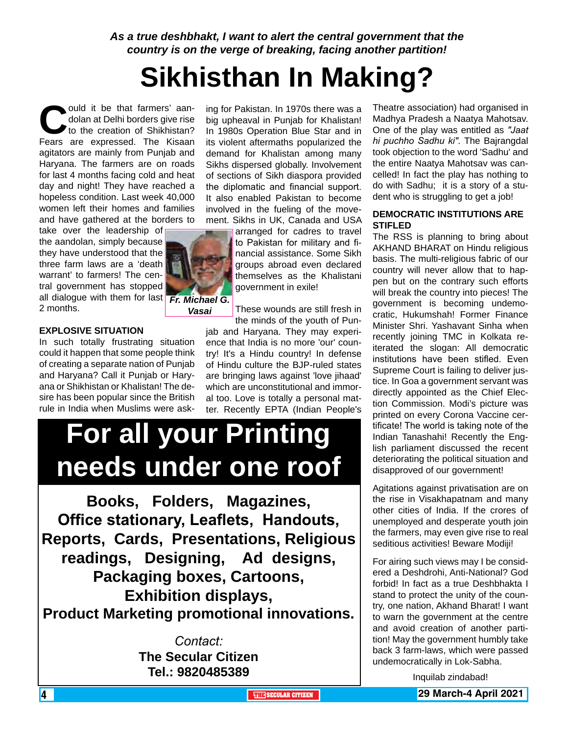*As a true deshbhakt, I want to alert the central government that the country is on the verge of breaking, facing another partition!*

# Sikhisthan In Making?

Could it be that farmers' aandolan at Delhi borders give rise to the creation of Shikhistan? Fears are expressed. The Kisaan agitators are mainly from Punjab and Haryana. The farmers are on roads for last 4 months facing cold and heat day and night! They have reached a hopeless condition. Last week 40,000 women left their homes and families and have gathered at the borders to take over the leadership of the aandolan, simply because they have understood that the three farm laws are a 'death warrant' to farmers! The central government has stopped all dialogue with them for last 2 months.

**Fr. Michael G. Vasai**

### EXPLOSIVE SITUATION

In such totally frustrating situation could it happen that some people think of creating a separate nation of Punjab and Haryana? Call it Punjab or Haryana or Shikhistan or Khalistan! The desire has been popular since the British rule in India when Muslims were asking for Pakistan. In 1970s there was a big upheaval in Punjab for Khalistan! In 1980s Operation Blue Star and in its violent aftermaths popularized the demand for Khalistan among many Sikhs dispersed globally. Involvement of sections of Sikh diaspora provided the diplomatic and financial support. It also enabled Pakistan to become involved in the fueling of the movement. Sikhs in UK, Canada and USA arranged for cadres to travel to Pakistan for military and financial assistance. Some Sikh groups abroad even declared themselves as the Khalistani government in exile!

These wounds are still fresh in the minds of the youth of Punjab and Haryana. They may experience that India is no more 'our' country! It's a Hindu country! In defense of Hindu culture the BJP-ruled states are bringing laws against 'love jihaad' which are unconstitutional and immoral too. Love is totally a personal matter. Recently EPTA (Indian People's Theatre association) had organised in Madhya Pradesh a Naatya Mahotsav. One of the play was entitled as *"Jaat hi puchho Sadhu ki"*. The Bajrangdal took objection to the word 'Sadhu' and the entire Naatya Mahotsav was cancelled! In fact the play has nothing to do with Sadhu; it is a story of a student who is struggling to get a job!

### DEMOCRATIC INSTITUTIONS ARE STIFLED

The RSS is planning to bring about AKHAND BHARAT on Hindu religious basis. The multi-religious fabric of our country will never allow that to happen but on the contrary such efforts will break the country into pieces! The government is becoming undemocratic, Hukumshah! Former Finance Minister Shri. Yashavant Sinha when recently joining TMC in Kolkata reiterated the slogan: All democratic institutions have been stifled. Even Supreme Court is failing to deliver justice. In Goa a government servant was directly appointed as the Chief Election Commission. Modi's picture was printed on every Corona Vaccine certificate! The world is taking note of the Indian Tanashahi! Recently the English parliament discussed the recent deteriorating the political situation and disapproved of our government!

Agitations against privatisation are on the rise in Visakhapatnam and many other cities of India. If the crores of unemployed and desperate youth join the farmers, may even give rise to real seditious activities! Beware Modiji!

For airing such views may I be considered a Deshdrohi, Anti-National? God forbid! In fact as a true Deshbhakta I stand to protect the unity of the country, one nation, Akhand Bharat! I want to warn the government at the centre and avoid creation of another partition! May the government humbly take back 3 farm-laws, which were passed undemocratically in Lok-Sabha.

Inquilab zindabad!

---

# For all your Printing needs under one roof

**Books, Folders, Magazines, Office stationary, Leaflets, Handouts, Reports, Cards, Presentations, Religious readings, Designing, Ad designs, Packaging boxes, Cartoons, Exhibition displays, Product Marketing promotional innovations.**

*Contact:*
**The Secular Citizen**
**Tel.: 9820485389**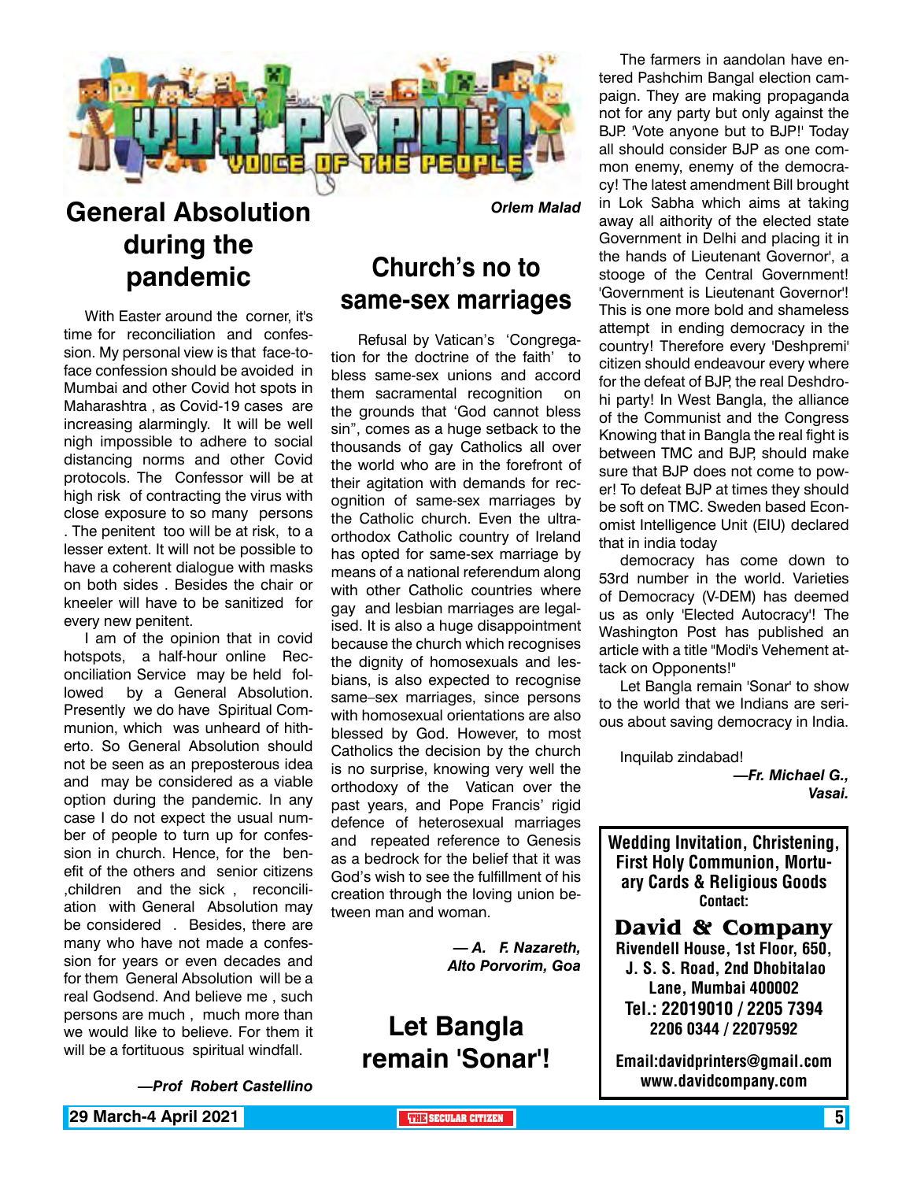# VOX POPULI
## VOICE OF THE PEOPLE

## General Absolution during the pandemic

With Easter around the corner, it's time for reconciliation and confession. My personal view is that face-to-face confession should be avoided in Mumbai and other Covid hot spots in Maharashtra , as Covid-19 cases are increasing alarmingly. It will be well nigh impossible to adhere to social distancing norms and other Covid protocols. The Confessor will be at high risk of contracting the virus with close exposure to so many persons . The penitent too will be at risk, to a lesser extent. It will not be possible to have a coherent dialogue with masks on both sides . Besides the chair or kneeler will have to be sanitized for every new penitent.

I am of the opinion that in covid hotspots, a half-hour online Reconciliation Service may be held followed by a General Absolution. Presently we do have Spiritual Communion, which was unheard of hitherto. So General Absolution should not be seen as an preposterous idea and may be considered as a viable option during the pandemic. In any case I do not expect the usual number of people to turn up for confession in church. Hence, for the benefit of the others and senior citizens ,children and the sick , reconciliation with General Absolution may be considered . Besides, there are many who have not made a confession for years or even decades and for them General Absolution will be a real Godsend. And believe me , such persons are much , much more than we would like to believe. For them it will be a fortituous spiritual windfall.

*—Prof Robert Castellino*

*Orlem Malad*

## Church's no to same-sex marriages

Refusal by Vatican's 'Congregation for the doctrine of the faith' to bless same-sex unions and accord them sacramental recognition on the grounds that 'God cannot bless sin", comes as a huge setback to the thousands of gay Catholics all over the world who are in the forefront of their agitation with demands for recognition of same-sex marriages by the Catholic church. Even the ultra-orthodox Catholic country of Ireland has opted for same-sex marriage by means of a national referendum along with other Catholic countries where gay and lesbian marriages are legalised. It is also a huge disappointment because the church which recognises the dignity of homosexuals and lesbians, is also expected to recognise same–sex marriages, since persons with homosexual orientations are also blessed by God. However, to most Catholics the decision by the church is no surprise, knowing very well the orthodoxy of the Vatican over the past years, and Pope Francis' rigid defence of heterosexual marriages and repeated reference to Genesis as a bedrock for the belief that it was God's wish to see the fulfillment of his creation through the loving union between man and woman.

*— A. F. Nazareth, Alto Porvorim, Goa*

## Let Bangla remain 'Sonar'!

The farmers in aandolan have entered Pashchim Bangal election campaign. They are making propaganda not for any party but only against the BJP. 'Vote anyone but to BJP!' Today all should consider BJP as one common enemy, enemy of the democracy! The latest amendment Bill brought in Lok Sabha which aims at taking away all aithority of the elected state Government in Delhi and placing it in the hands of Lieutenant Governor', a stooge of the Central Government! 'Government is Lieutenant Governor'! This is one more bold and shameless attempt in ending democracy in the country! Therefore every 'Deshpremi' citizen should endeavour every where for the defeat of BJP, the real Deshdrohi party! In West Bangla, the alliance of the Communist and the Congress Knowing that in Bangla the real fight is between TMC and BJP, should make sure that BJP does not come to power! To defeat BJP at times they should be soft on TMC. Sweden based Economist Intelligence Unit (EIU) declared that in india today

democracy has come down to 53rd number in the world. Varieties of Democracy (V-DEM) has deemed us as only 'Elected Autocracy'! The Washington Post has published an article with a title "Modi's Vehement attack on Opponents!"

Let Bangla remain 'Sonar' to show to the world that we Indians are serious about saving democracy in India.

Inquilab zindabad!

*—Fr. Michael G., Vasai.*

**Wedding Invitation, Christening, First Holy Communion, Mortuary Cards & Religious Goods**
**Contact:**

**David & Company**
**Rivendell House, 1st Floor, 650, J. S. S. Road, 2nd Dhobitalao Lane, Mumbai 400002**
**Tel.: 22019010 / 2205 7394 2206 0344 / 22079592**

**Email:davidprinters@gmail.com**
**www.davidcompany.com**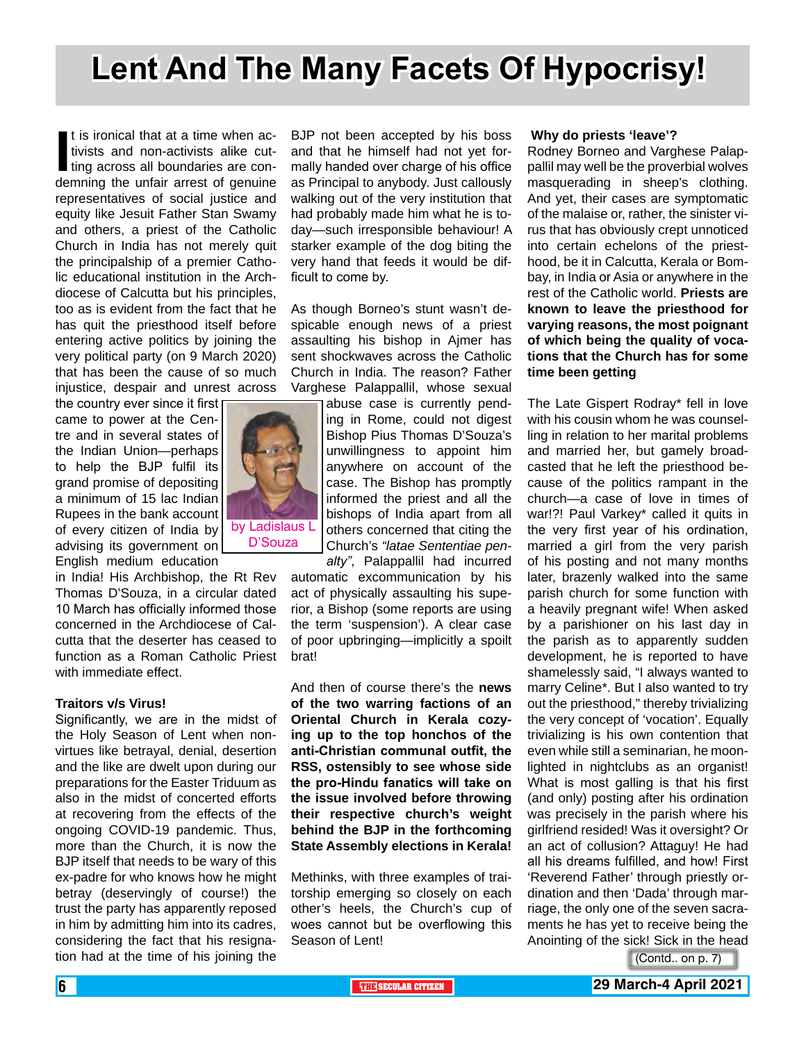# Lent And The Many Facets Of Hypocrisy!

by Ladislaus L D'Souza

It is ironical that at a time when activists and non-activists alike cutting across all boundaries are condemning the unfair arrest of genuine representatives of social justice and equity like Jesuit Father Stan Swamy and others, a priest of the Catholic Church in India has not merely quit the principalship of a premier Catholic educational institution in the Archdiocese of Calcutta but his principles, too as is evident from the fact that he has quit the priesthood itself before entering active politics by joining the very political party (on 9 March 2020) that has been the cause of so much injustice, despair and unrest across the country ever since it first came to power at the Centre and in several states of the Indian Union—perhaps to help the BJP fulfil its grand promise of depositing a minimum of 15 lac Indian Rupees in the bank account of every citizen of India by advising its government on English medium education in India! His Archbishop, the Rt Rev Thomas D'Souza, in a circular dated 10 March has officially informed those concerned in the Archdiocese of Calcutta that the deserter has ceased to function as a Roman Catholic Priest with immediate effect.

**Traitors v/s Virus!**

Significantly, we are in the midst of the Holy Season of Lent when non-virtues like betrayal, denial, desertion and the like are dwelt upon during our preparations for the Easter Triduum as also in the midst of concerted efforts at recovering from the effects of the ongoing COVID-19 pandemic. Thus, more than the Church, it is now the BJP itself that needs to be wary of this ex-padre for who knows how he might betray (deservingly of course!) the trust the party has apparently reposed in him by admitting him into its cadres, considering the fact that his resignation had at the time of his joining the BJP not been accepted by his boss and that he himself had not yet formally handed over charge of his office as Principal to anybody. Just callously walking out of the very institution that had probably made him what he is today—such irresponsible behaviour! A starker example of the dog biting the very hand that feeds it would be difficult to come by.

As though Borneo's stunt wasn't despicable enough news of a priest assaulting his bishop in Ajmer has sent shockwaves across the Catholic Church in India. The reason? Father Varghese Palappallil, whose sexual abuse case is currently pending in Rome, could not digest Bishop Pius Thomas D'Souza's unwillingness to appoint him anywhere on account of the case. The Bishop has promptly informed the priest and all the bishops of India apart from all others concerned that citing the Church's *"latae Sententiae penalty"*, Palappallil had incurred automatic excommunication by his act of physically assaulting his superior, a Bishop (some reports are using the term 'suspension'). A clear case of poor upbringing—implicitly a spoilt brat!

And then of course there's the **news of the two warring factions of an Oriental Church in Kerala cozying up to the top honchos of the anti-Christian communal outfit, the RSS, ostensibly to see whose side the pro-Hindu fanatics will take on the issue involved before throwing their respective church's weight behind the BJP in the forthcoming State Assembly elections in Kerala!**

Methinks, with three examples of traitorship emerging so closely on each other's heels, the Church's cup of woes cannot but be overflowing this Season of Lent!

**Why do priests 'leave'?**

Rodney Borneo and Varghese Palappallil may well be the proverbial wolves masquerading in sheep's clothing. And yet, their cases are symptomatic of the malaise or, rather, the sinister virus that has obviously crept unnoticed into certain echelons of the priesthood, be it in Calcutta, Kerala or Bombay, in India or Asia or anywhere in the rest of the Catholic world. **Priests are known to leave the priesthood for varying reasons, the most poignant of which being the quality of vocations that the Church has for some time been getting**

The Late Gispert Rodray* fell in love with his cousin whom he was counselling in relation to her marital problems and married her, but gamely broadcasted that he left the priesthood because of the politics rampant in the church—a case of love in times of war!?! Paul Varkey* called it quits in the very first year of his ordination, married a girl from the very parish of his posting and not many months later, brazenly walked into the same parish church for some function with a heavily pregnant wife! When asked by a parishioner on his last day in the parish as to apparently sudden development, he is reported to have shamelessly said, "I always wanted to marry Celine*. But I also wanted to try out the priesthood," thereby trivializing the very concept of 'vocation'. Equally trivializing is his own contention that even while still a seminarian, he moonlighted in nightclubs as an organist! What is most galling is that his first (and only) posting after his ordination was precisely in the parish where his girlfriend resided! Was it oversight? Or an act of collusion? Attaguy! He had all his dreams fulfilled, and how! First 'Reverend Father' through priestly ordination and then 'Dada' through marriage, the only one of the seven sacraments he has yet to receive being the Anointing of the sick! Sick in the head

(Contd.. on p. 7)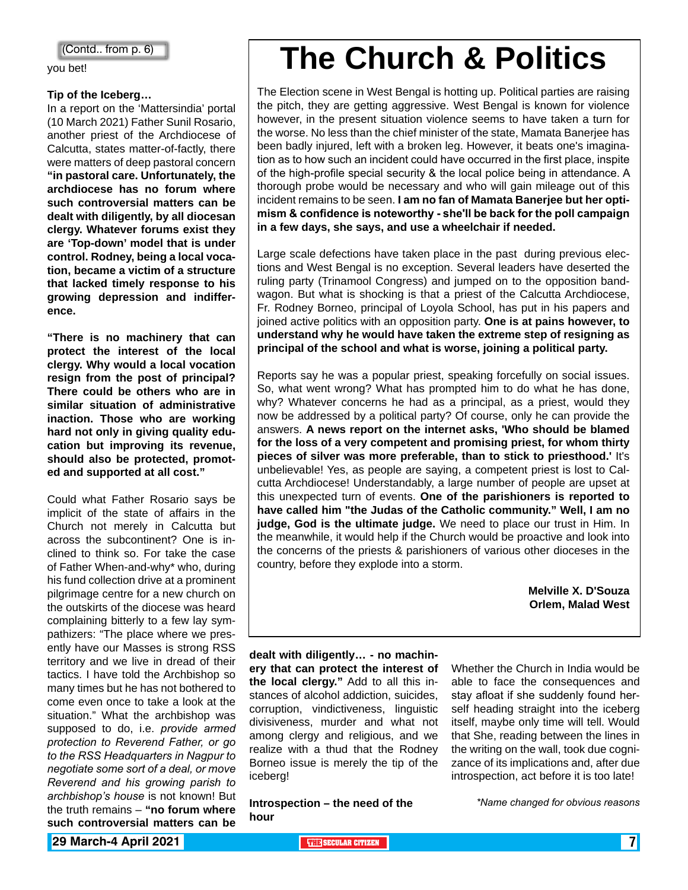(Contd.. from p. 6)

you bet!

**Tip of the Iceberg…**

In a report on the 'Mattersindia' portal (10 March 2021) Father Sunil Rosario, another priest of the Archdiocese of Calcutta, states matter-of-factly, there were matters of deep pastoral concern **"in pastoral care. Unfortunately, the archdiocese has no forum where such controversial matters can be dealt with diligently, by all diocesan clergy. Whatever forums exist they are 'Top-down' model that is under control. Rodney, being a local vocation, became a victim of a structure that lacked timely response to his growing depression and indifference.**

**"There is no machinery that can protect the interest of the local clergy. Why would a local vocation resign from the post of principal? There could be others who are in similar situation of administrative inaction. Those who are working hard not only in giving quality education but improving its revenue, should also be protected, promoted and supported at all cost."**

Could what Father Rosario says be implicit of the state of affairs in the Church not merely in Calcutta but across the subcontinent? One is inclined to think so. For take the case of Father When-and-why* who, during his fund collection drive at a prominent pilgrimage centre for a new church on the outskirts of the diocese was heard complaining bitterly to a few lay sympathizers: "The place where we presently have our Masses is strong RSS territory and we live in dread of their tactics. I have told the Archbishop so many times but he has not bothered to come even once to take a look at the situation." What the archbishop was supposed to do, i.e. *provide armed protection to Reverend Father, or go to the RSS Headquarters in Nagpur to negotiate some sort of a deal, or move Reverend and his growing parish to archbishop's house* is not known! But the truth remains – **"no forum where such controversial matters can be dealt with diligently… - no machinery that can protect the interest of the local clergy."** Add to all this instances of alcohol addiction, suicides, corruption, vindictiveness, linguistic divisiveness, murder and what not among clergy and religious, and we realize with a thud that the Rodney Borneo issue is merely the tip of the iceberg!

**Introspection – the need of the hour**

Whether the Church in India would be able to face the consequences and stay afloat if she suddenly found herself heading straight into the iceberg itself, maybe only time will tell. Would that She, reading between the lines in the writing on the wall, took due cognizance of its implications and, after due introspection, act before it is too late!

*\*Name changed for obvious reasons*

# The Church & Politics

The Election scene in West Bengal is hotting up. Political parties are raising the pitch, they are getting aggressive. West Bengal is known for violence however, in the present situation violence seems to have taken a turn for the worse. No less than the chief minister of the state, Mamata Banerjee has been badly injured, left with a broken leg. However, it beats one's imagination as to how such an incident could have occurred in the first place, inspite of the high-profile special security & the local police being in attendance. A thorough probe would be necessary and who will gain mileage out of this incident remains to be seen. **I am no fan of Mamata Banerjee but her optimism & confidence is noteworthy - she'll be back for the poll campaign in a few days, she says, and use a wheelchair if needed.**

Large scale defections have taken place in the past during previous elections and West Bengal is no exception. Several leaders have deserted the ruling party (Trinamool Congress) and jumped on to the opposition bandwagon. But what is shocking is that a priest of the Calcutta Archdiocese, Fr. Rodney Borneo, principal of Loyola School, has put in his papers and joined active politics with an opposition party. **One is at pains however, to understand why he would have taken the extreme step of resigning as principal of the school and what is worse, joining a political party.**

Reports say he was a popular priest, speaking forcefully on social issues. So, what went wrong? What has prompted him to do what he has done, why? Whatever concerns he had as a principal, as a priest, would they now be addressed by a political party? Of course, only he can provide the answers. **A news report on the internet asks, 'Who should be blamed for the loss of a very competent and promising priest, for whom thirty pieces of silver was more preferable, than to stick to priesthood.'** It's unbelievable! Yes, as people are saying, a competent priest is lost to Calcutta Archdiocese! Understandably, a large number of people are upset at this unexpected turn of events. **One of the parishioners is reported to have called him "the Judas of the Catholic community." Well, I am no judge, God is the ultimate judge.** We need to place our trust in Him. In the meanwhile, it would help if the Church would be proactive and look into the concerns of the priests & parishioners of various other dioceses in the country, before they explode into a storm.

**Melville X. D'Souza**
**Orlem, Malad West**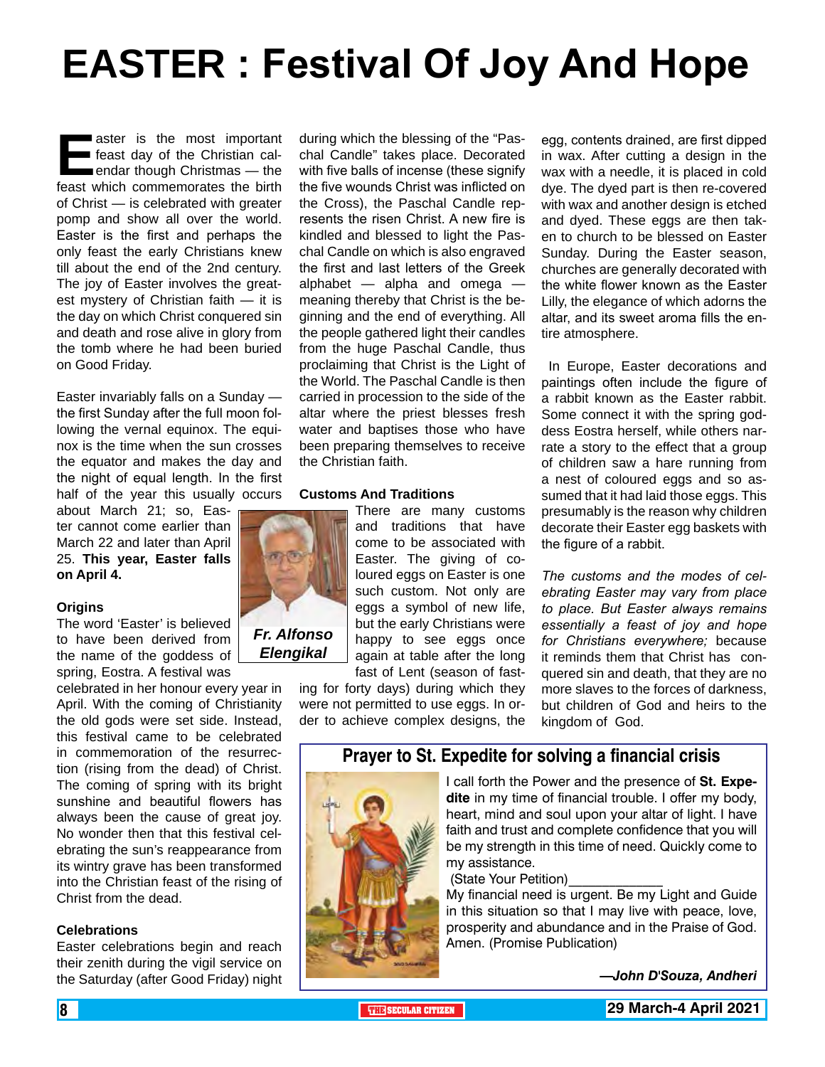# EASTER : Festival Of Joy And Hope

Easter is the most important feast day of the Christian calendar though Christmas — the feast which commemorates the birth of Christ — is celebrated with greater pomp and show all over the world. Easter is the first and perhaps the only feast the early Christians knew till about the end of the 2nd century. The joy of Easter involves the greatest mystery of Christian faith — it is the day on which Christ conquered sin and death and rose alive in glory from the tomb where he had been buried on Good Friday.

Easter invariably falls on a Sunday — the first Sunday after the full moon following the vernal equinox. The equinox is the time when the sun crosses the equator and makes the day and the night of equal length. In the first half of the year this usually occurs about March 21; so, Easter cannot come earlier than March 22 and later than April 25. **This year, Easter falls on April 4.**

*Fr. Alfonso Elengikal*

### Origins

The word 'Easter' is believed to have been derived from the name of the goddess of spring, Eostra. A festival was celebrated in her honour every year in April. With the coming of Christianity the old gods were set side. Instead, this festival came to be celebrated in commemoration of the resurrection (rising from the dead) of Christ. The coming of spring with its bright sunshine and beautiful flowers has always been the cause of great joy. No wonder then that this festival celebrating the sun's reappearance from its wintry grave has been transformed into the Christian feast of the rising of Christ from the dead.

### Celebrations

Easter celebrations begin and reach their zenith during the vigil service on the Saturday (after Good Friday) night during which the blessing of the "Paschal Candle" takes place. Decorated with five balls of incense (these signify the five wounds Christ was inflicted on the Cross), the Paschal Candle represents the risen Christ. A new fire is kindled and blessed to light the Paschal Candle on which is also engraved the first and last letters of the Greek alphabet — alpha and omega — meaning thereby that Christ is the beginning and the end of everything. All the people gathered light their candles from the huge Paschal Candle, thus proclaiming that Christ is the Light of the World. The Paschal Candle is then carried in procession to the side of the altar where the priest blesses fresh water and baptises those who have been preparing themselves to receive the Christian faith.

### Customs And Traditions

There are many customs and traditions that have come to be associated with Easter. The giving of coloured eggs on Easter is one such custom. Not only are eggs a symbol of new life, but the early Christians were happy to see eggs once again at table after the long fast of Lent (season of fasting for forty days) during which they were not permitted to use eggs. In order to achieve complex designs, the egg, contents drained, are first dipped in wax. After cutting a design in the wax with a needle, it is placed in cold dye. The dyed part is then re-covered with wax and another design is etched and dyed. These eggs are then taken to church to be blessed on Easter Sunday. During the Easter season, churches are generally decorated with the white flower known as the Easter Lilly, the elegance of which adorns the altar, and its sweet aroma fills the entire atmosphere.

In Europe, Easter decorations and paintings often include the figure of a rabbit known as the Easter rabbit. Some connect it with the spring goddess Eostra herself, while others narrate a story to the effect that a group of children saw a hare running from a nest of coloured eggs and so assumed that it had laid those eggs. This presumably is the reason why children decorate their Easter egg baskets with the figure of a rabbit.

*The customs and the modes of celebrating Easter may vary from place to place. But Easter always remains essentially a feast of joy and hope for Christians everywhere;* because it reminds them that Christ has conquered sin and death, that they are no more slaves to the forces of darkness, but children of God and heirs to the kingdom of God.

## Prayer to St. Expedite for solving a financial crisis

I call forth the Power and the presence of **St. Expedite** in my time of financial trouble. I offer my body, heart, mind and soul upon your altar of light. I have faith and trust and complete confidence that you will be my strength in this time of need. Quickly come to my assistance.

(State Your Petition)____________

My financial need is urgent. Be my Light and Guide in this situation so that I may live with peace, love, prosperity and abundance and in the Praise of God. Amen. (Promise Publication)

***—John D'Souza, Andheri***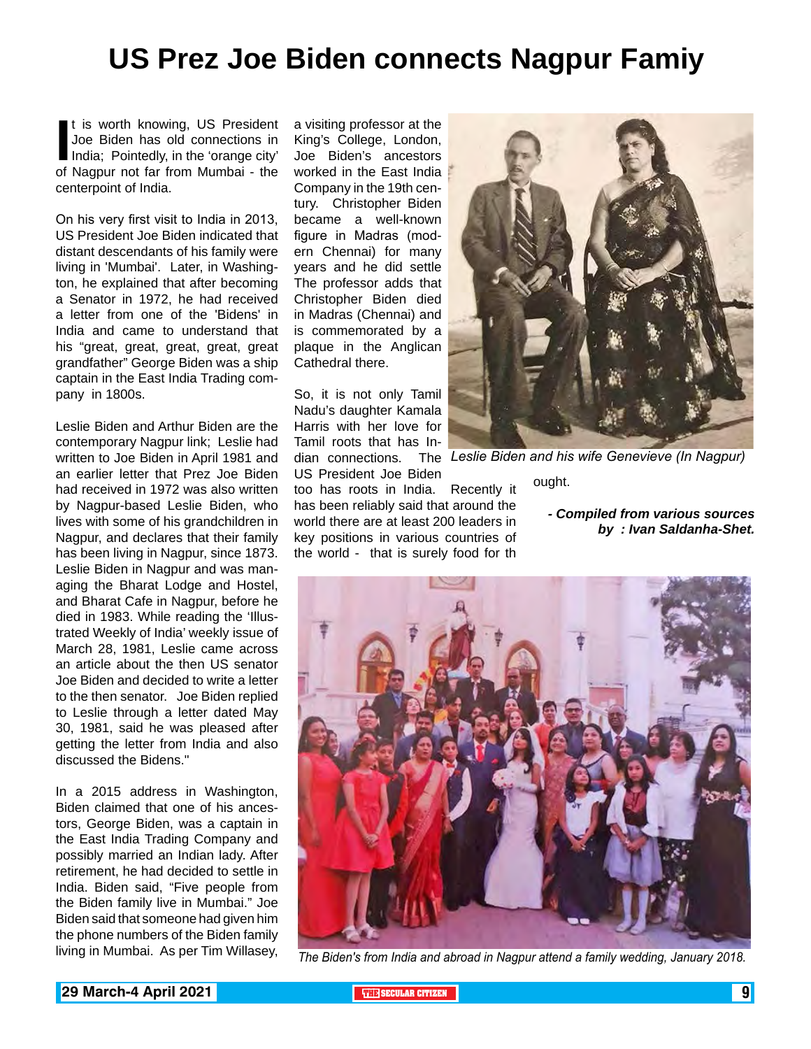# US Prez Joe Biden connects Nagpur Famiy

It is worth knowing, US President Joe Biden has old connections in India; Pointedly, in the 'orange city' of Nagpur not far from Mumbai - the centerpoint of India.

On his very first visit to India in 2013, US President Joe Biden indicated that distant descendants of his family were living in 'Mumbai'. Later, in Washington, he explained that after becoming a Senator in 1972, he had received a letter from one of the 'Bidens' in India and came to understand that his "great, great, great, great, great grandfather" George Biden was a ship captain in the East India Trading company in 1800s.

Leslie Biden and Arthur Biden are the contemporary Nagpur link; Leslie had written to Joe Biden in April 1981 and an earlier letter that Prez Joe Biden had received in 1972 was also written by Nagpur-based Leslie Biden, who lives with some of his grandchildren in Nagpur, and declares that their family has been living in Nagpur, since 1873. Leslie Biden in Nagpur and was managing the Bharat Lodge and Hostel, and Bharat Cafe in Nagpur, before he died in 1983. While reading the 'Illustrated Weekly of India' weekly issue of March 28, 1981, Leslie came across an article about the then US senator Joe Biden and decided to write a letter to the then senator. Joe Biden replied to Leslie through a letter dated May 30, 1981, said he was pleased after getting the letter from India and also discussed the Bidens."

In a 2015 address in Washington, Biden claimed that one of his ancestors, George Biden, was a captain in the East India Trading Company and possibly married an Indian lady. After retirement, he had decided to settle in India. Biden said, "Five people from the Biden family live in Mumbai." Joe Biden said that someone had given him the phone numbers of the Biden family living in Mumbai. As per Tim Willasey, a visiting professor at the King's College, London, Joe Biden's ancestors worked in the East India Company in the 19th century. Christopher Biden became a well-known figure in Madras (modern Chennai) for many years and he did settle The professor adds that Christopher Biden died in Madras (Chennai) and is commemorated by a plaque in the Anglican Cathedral there.

So, it is not only Tamil Nadu's daughter Kamala Harris with her love for Tamil roots that has Indian connections. The US President Joe Biden too has roots in India. Recently it has been reliably said that around the world there are at least 200 leaders in key positions in various countries of the world - that is surely food for thought.

*Leslie Biden and his wife Genevieve (In Nagpur)*

***- Compiled from various sources by : Ivan Saldanha-Shet.***

*The Biden's from India and abroad in Nagpur attend a family wedding, January 2018.*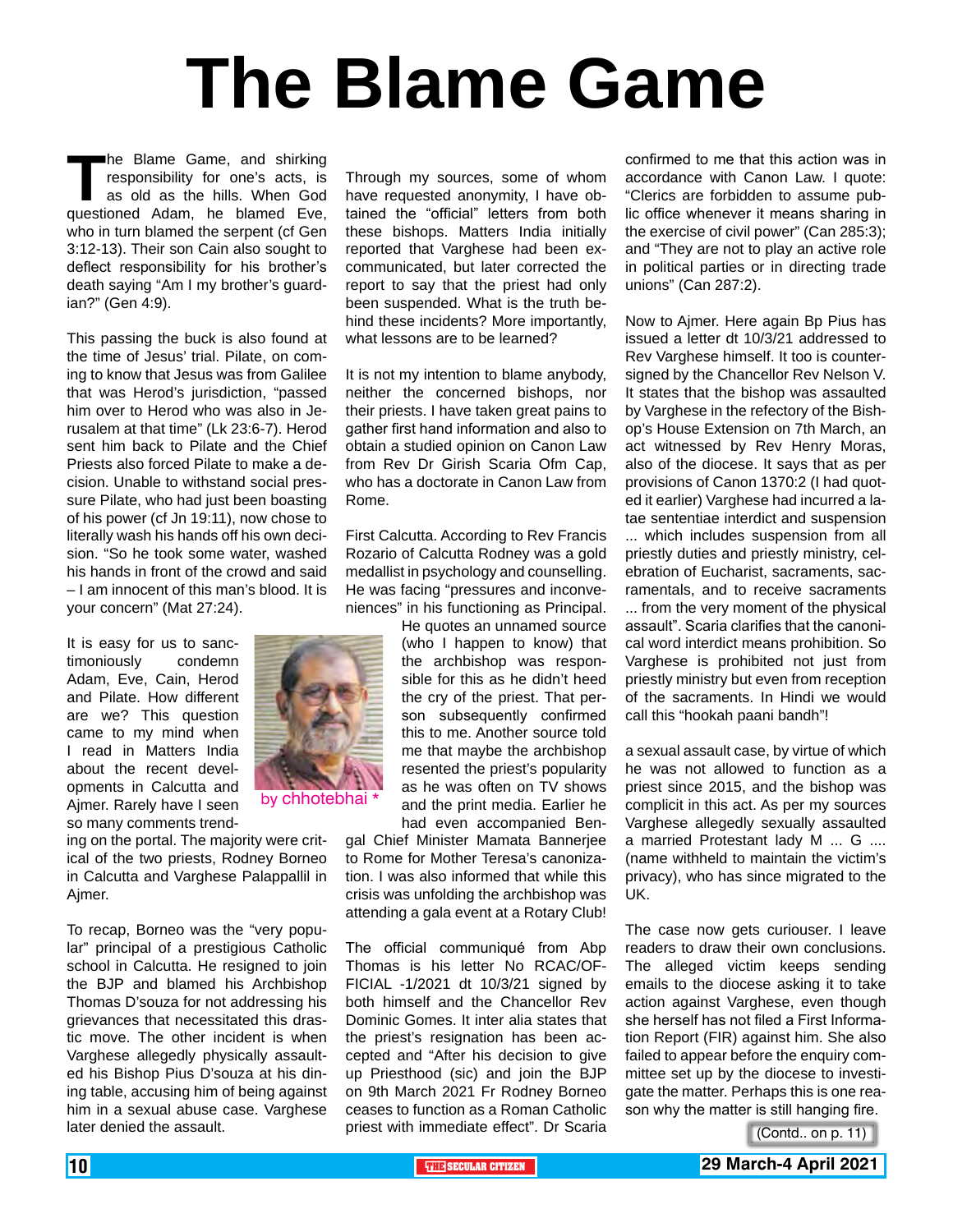# The Blame Game

The Blame Game, and shirking responsibility for one's acts, is as old as the hills. When God questioned Adam, he blamed Eve, who in turn blamed the serpent (cf Gen 3:12-13). Their son Cain also sought to deflect responsibility for his brother's death saying "Am I my brother's guardian?" (Gen 4:9).

This passing the buck is also found at the time of Jesus' trial. Pilate, on coming to know that Jesus was from Galilee that was Herod's jurisdiction, "passed him over to Herod who was also in Jerusalem at that time" (Lk 23:6-7). Herod sent him back to Pilate and the Chief Priests also forced Pilate to make a decision. Unable to withstand social pressure Pilate, who had just been boasting of his power (cf Jn 19:11), now chose to literally wash his hands off his own decision. "So he took some water, washed his hands in front of the crowd and said – I am innocent of this man's blood. It is your concern" (Mat 27:24).

It is easy for us to sanctimoniously condemn Adam, Eve, Cain, Herod and Pilate. How different are we? This question came to my mind when I read in Matters India about the recent developments in Calcutta and Ajmer. Rarely have I seen so many comments trending on the portal. The majority were critical of the two priests, Rodney Borneo in Calcutta and Varghese Palappallil in Ajmer.

by chhotebhai *

To recap, Borneo was the "very popular" principal of a prestigious Catholic school in Calcutta. He resigned to join the BJP and blamed his Archbishop Thomas D'souza for not addressing his grievances that necessitated this drastic move. The other incident is when Varghese allegedly physically assaulted his Bishop Pius D'souza at his dining table, accusing him of being against him in a sexual abuse case. Varghese later denied the assault.

Through my sources, some of whom have requested anonymity, I have obtained the "official" letters from both these bishops. Matters India initially reported that Varghese had been excommunicated, but later corrected the report to say that the priest had only been suspended. What is the truth behind these incidents? More importantly, what lessons are to be learned?

It is not my intention to blame anybody, neither the concerned bishops, nor their priests. I have taken great pains to gather first hand information and also to obtain a studied opinion on Canon Law from Rev Dr Girish Scaria Ofm Cap, who has a doctorate in Canon Law from Rome.

First Calcutta. According to Rev Francis Rozario of Calcutta Rodney was a gold medallist in psychology and counselling. He was facing "pressures and inconveniences" in his functioning as Principal. He quotes an unnamed source (who I happen to know) that the archbishop was responsible for this as he didn't heed the cry of the priest. That person subsequently confirmed this to me. Another source told me that maybe the archbishop resented the priest's popularity as he was often on TV shows and the print media. Earlier he had even accompanied Bengal Chief Minister Mamata Bannerjee to Rome for Mother Teresa's canonization. I was also informed that while this crisis was unfolding the archbishop was attending a gala event at a Rotary Club!

The official communiqué from Abp Thomas is his letter No RCAC/OFFICIAL -1/2021 dt 10/3/21 signed by both himself and the Chancellor Rev Dominic Gomes. It inter alia states that the priest's resignation has been accepted and "After his decision to give up Priesthood (sic) and join the BJP on 9th March 2021 Fr Rodney Borneo ceases to function as a Roman Catholic priest with immediate effect". Dr Scaria confirmed to me that this action was in accordance with Canon Law. I quote: "Clerics are forbidden to assume public office whenever it means sharing in the exercise of civil power" (Can 285:3); and "They are not to play an active role in political parties or in directing trade unions" (Can 287:2).

Now to Ajmer. Here again Bp Pius has issued a letter dt 10/3/21 addressed to Rev Varghese himself. It too is countersigned by the Chancellor Rev Nelson V. It states that the bishop was assaulted by Varghese in the refectory of the Bishop's House Extension on 7th March, an act witnessed by Rev Henry Moras, also of the diocese. It says that as per provisions of Canon 1370:2 (I had quoted it earlier) Varghese had incurred a latae sententiae interdict and suspension ... which includes suspension from all priestly duties and priestly ministry, celebration of Eucharist, sacraments, sacramentals, and to receive sacraments ... from the very moment of the physical assault". Scaria clarifies that the canonical word interdict means prohibition. So Varghese is prohibited not just from priestly ministry but even from reception of the sacraments. In Hindi we would call this "hookah paani bandh"!

a sexual assault case, by virtue of which he was not allowed to function as a priest since 2015, and the bishop was complicit in this act. As per my sources Varghese allegedly sexually assaulted a married Protestant lady M ... G .... (name withheld to maintain the victim's privacy), who has since migrated to the UK.

The case now gets curiouser. I leave readers to draw their own conclusions. The alleged victim keeps sending emails to the diocese asking it to take action against Varghese, even though she herself has not filed a First Information Report (FIR) against him. She also failed to appear before the enquiry committee set up by the diocese to investigate the matter. Perhaps this is one reason why the matter is still hanging fire.

(Contd.. on p. 11)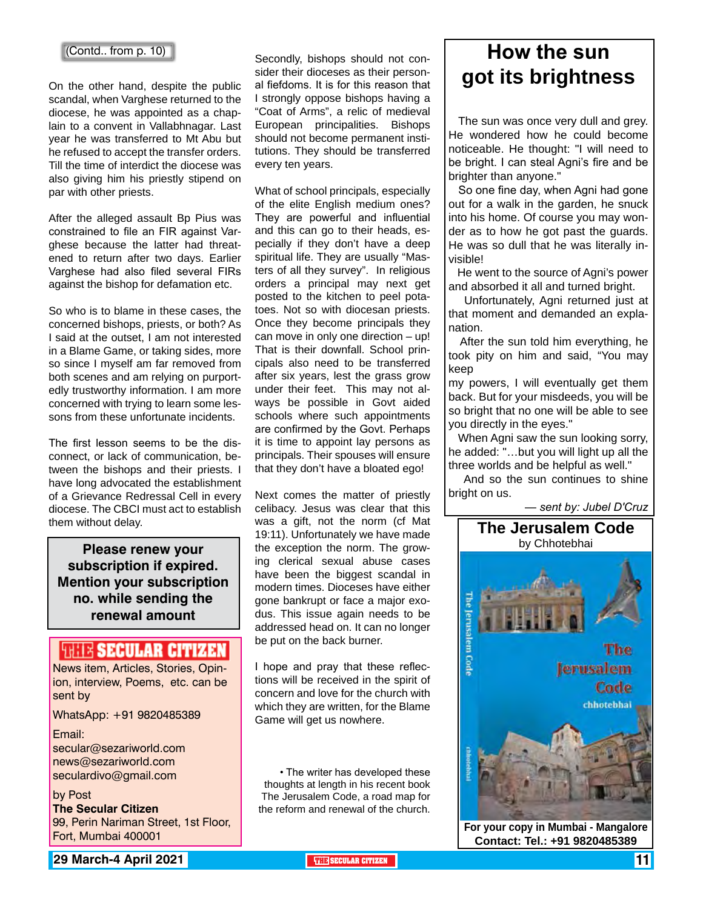(Contd.. from p. 10)

On the other hand, despite the public scandal, when Varghese returned to the diocese, he was appointed as a chaplain to a convent in Vallabhnagar. Last year he was transferred to Mt Abu but he refused to accept the transfer orders. Till the time of interdict the diocese was also giving him his priestly stipend on par with other priests.

After the alleged assault Bp Pius was constrained to file an FIR against Varghese because the latter had threatened to return after two days. Earlier Varghese had also filed several FIRs against the bishop for defamation etc.

So who is to blame in these cases, the concerned bishops, priests, or both? As I said at the outset, I am not interested in a Blame Game, or taking sides, more so since I myself am far removed from both scenes and am relying on purportedly trustworthy information. I am more concerned with trying to learn some lessons from these unfortunate incidents.

The first lesson seems to be the disconnect, or lack of communication, between the bishops and their priests. I have long advocated the establishment of a Grievance Redressal Cell in every diocese. The CBCI must act to establish them without delay.

**Please renew your subscription if expired. Mention your subscription no. while sending the renewal amount**

**THE SECULAR CITIZEN**

News item, Articles, Stories, Opinion, interview, Poems, etc. can be sent by

WhatsApp: +91 9820485389

Email:
secular@sezariworld.com
news@sezariworld.com
seculardivo@gmail.com

by Post
**The Secular Citizen**
99, Perin Nariman Street, 1st Floor, Fort, Mumbai 400001

Secondly, bishops should not consider their dioceses as their personal fiefdoms. It is for this reason that I strongly oppose bishops having a "Coat of Arms", a relic of medieval European principalities. Bishops should not become permanent institutions. They should be transferred every ten years.

What of school principals, especially of the elite English medium ones? They are powerful and influential and this can go to their heads, especially if they don't have a deep spiritual life. They are usually "Masters of all they survey". In religious orders a principal may next get posted to the kitchen to peel potatoes. Not so with diocesan priests. Once they become principals they can move in only one direction – up! That is their downfall. School principals also need to be transferred after six years, lest the grass grow under their feet. This may not always be possible in Govt aided schools where such appointments are confirmed by the Govt. Perhaps it is time to appoint lay persons as principals. Their spouses will ensure that they don't have a bloated ego!

Next comes the matter of priestly celibacy. Jesus was clear that this was a gift, not the norm (cf Mat 19:11). Unfortunately we have made the exception the norm. The growing clerical sexual abuse cases have been the biggest scandal in modern times. Dioceses have either gone bankrupt or face a major exodus. This issue again needs to be addressed head on. It can no longer be put on the back burner.

I hope and pray that these reflections will be received in the spirit of concern and love for the church with which they are written, for the Blame Game will get us nowhere.

• The writer has developed these thoughts at length in his recent book The Jerusalem Code, a road map for the reform and renewal of the church.

# How the sun got its brightness

The sun was once very dull and grey. He wondered how he could become noticeable. He thought: "I will need to be bright. I can steal Agni's fire and be brighter than anyone."

So one fine day, when Agni had gone out for a walk in the garden, he snuck into his home. Of course you may wonder as to how he got past the guards. He was so dull that he was literally invisible!

He went to the source of Agni's power and absorbed it all and turned bright.

Unfortunately, Agni returned just at that moment and demanded an explanation.

After the sun told him everything, he took pity on him and said, "You may keep my powers, I will eventually get them back. But for your misdeeds, you will be so bright that no one will be able to see you directly in the eyes."

When Agni saw the sun looking sorry, he added: "…but you will light up all the three worlds and be helpful as well."

And so the sun continues to shine bright on us.

*— sent by: Jubel D'Cruz*

## The Jerusalem Code
by Chhotebhai

**For your copy in Mumbai - Mangalore Contact: Tel.: +91 9820485389**

29 March-4 April 2021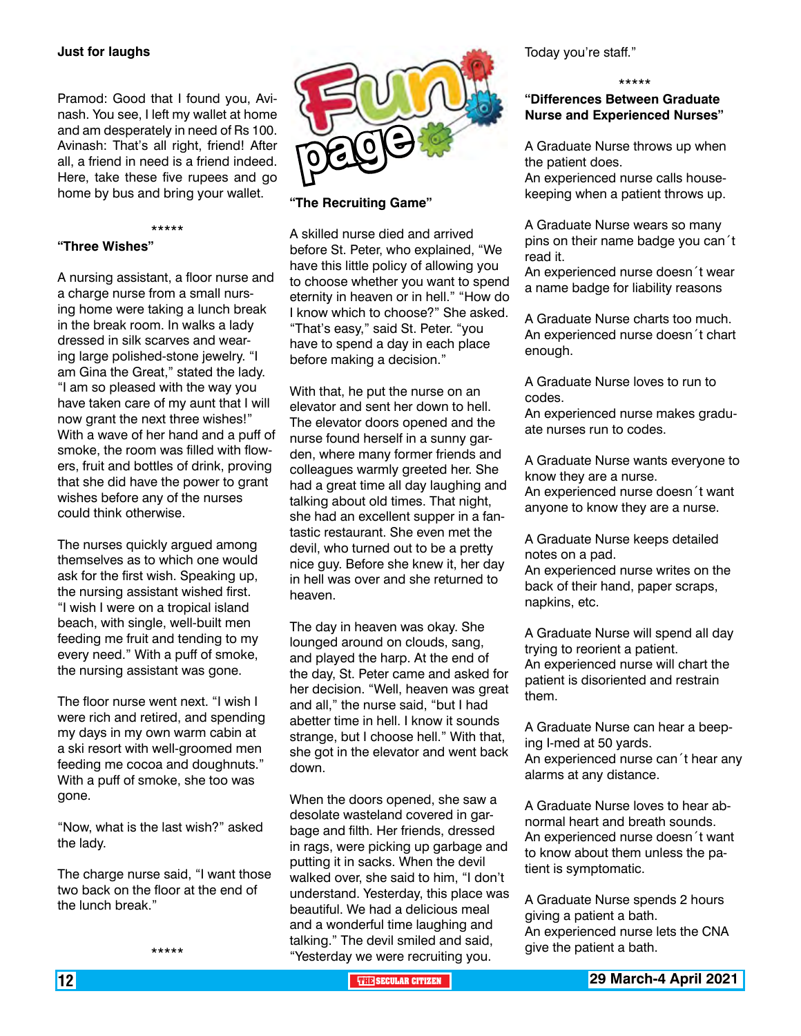**Just for laughs**

Pramod: Good that I found you, Avinash. You see, I left my wallet at home and am desperately in need of Rs 100.
Avinash: That's all right, friend! After all, a friend in need is a friend indeed. Here, take these five rupees and go home by bus and bring your wallet.

*****

**"Three Wishes"**

A nursing assistant, a floor nurse and a charge nurse from a small nursing home were taking a lunch break in the break room. In walks a lady dressed in silk scarves and wearing large polished-stone jewelry. "I am Gina the Great," stated the lady. "I am so pleased with the way you have taken care of my aunt that I will now grant the next three wishes!" With a wave of her hand and a puff of smoke, the room was filled with flowers, fruit and bottles of drink, proving that she did have the power to grant wishes before any of the nurses could think otherwise.

The nurses quickly argued among themselves as to which one would ask for the first wish. Speaking up, the nursing assistant wished first. "I wish I were on a tropical island beach, with single, well-built men feeding me fruit and tending to my every need." With a puff of smoke, the nursing assistant was gone.

The floor nurse went next. "I wish I were rich and retired, and spending my days in my own warm cabin at a ski resort with well-groomed men feeding me cocoa and doughnuts." With a puff of smoke, she too was gone.

"Now, what is the last wish?" asked the lady.

The charge nurse said, "I want those two back on the floor at the end of the lunch break."

*****

# Fun page

**"The Recruiting Game"**

A skilled nurse died and arrived before St. Peter, who explained, "We have this little policy of allowing you to choose whether you want to spend eternity in heaven or in hell." "How do I know which to choose?" She asked. "That's easy," said St. Peter. "you have to spend a day in each place before making a decision."

With that, he put the nurse on an elevator and sent her down to hell. The elevator doors opened and the nurse found herself in a sunny garden, where many former friends and colleagues warmly greeted her. She had a great time all day laughing and talking about old times. That night, she had an excellent supper in a fantastic restaurant. She even met the devil, who turned out to be a pretty nice guy. Before she knew it, her day in hell was over and she returned to heaven.

The day in heaven was okay. She lounged around on clouds, sang, and played the harp. At the end of the day, St. Peter came and asked for her decision. "Well, heaven was great and all," the nurse said, "but I had abetter time in hell. I know it sounds strange, but I choose hell." With that, she got in the elevator and went back down.

When the doors opened, she saw a desolate wasteland covered in garbage and filth. Her friends, dressed in rags, were picking up garbage and putting it in sacks. When the devil walked over, she said to him, "I don't understand. Yesterday, this place was beautiful. We had a delicious meal and a wonderful time laughing and talking." The devil smiled and said, "Yesterday we were recruiting you. Today you're staff."

*****

**"Differences Between Graduate Nurse and Experienced Nurses"**

A Graduate Nurse throws up when the patient does.
An experienced nurse calls housekeeping when a patient throws up.

A Graduate Nurse wears so many pins on their name badge you can´t read it.
An experienced nurse doesn´t wear a name badge for liability reasons

A Graduate Nurse charts too much.
An experienced nurse doesn´t chart enough.

A Graduate Nurse loves to run to codes.
An experienced nurse makes graduate nurses run to codes.

A Graduate Nurse wants everyone to know they are a nurse.
An experienced nurse doesn´t want anyone to know they are a nurse.

A Graduate Nurse keeps detailed notes on a pad.
An experienced nurse writes on the back of their hand, paper scraps, napkins, etc.

A Graduate Nurse will spend all day trying to reorient a patient.
An experienced nurse will chart the patient is disoriented and restrain them.

A Graduate Nurse can hear a beeping I-med at 50 yards.
An experienced nurse can´t hear any alarms at any distance.

A Graduate Nurse loves to hear abnormal heart and breath sounds.
An experienced nurse doesn´t want to know about them unless the patient is symptomatic.

A Graduate Nurse spends 2 hours giving a patient a bath.
An experienced nurse lets the CNA give the patient a bath.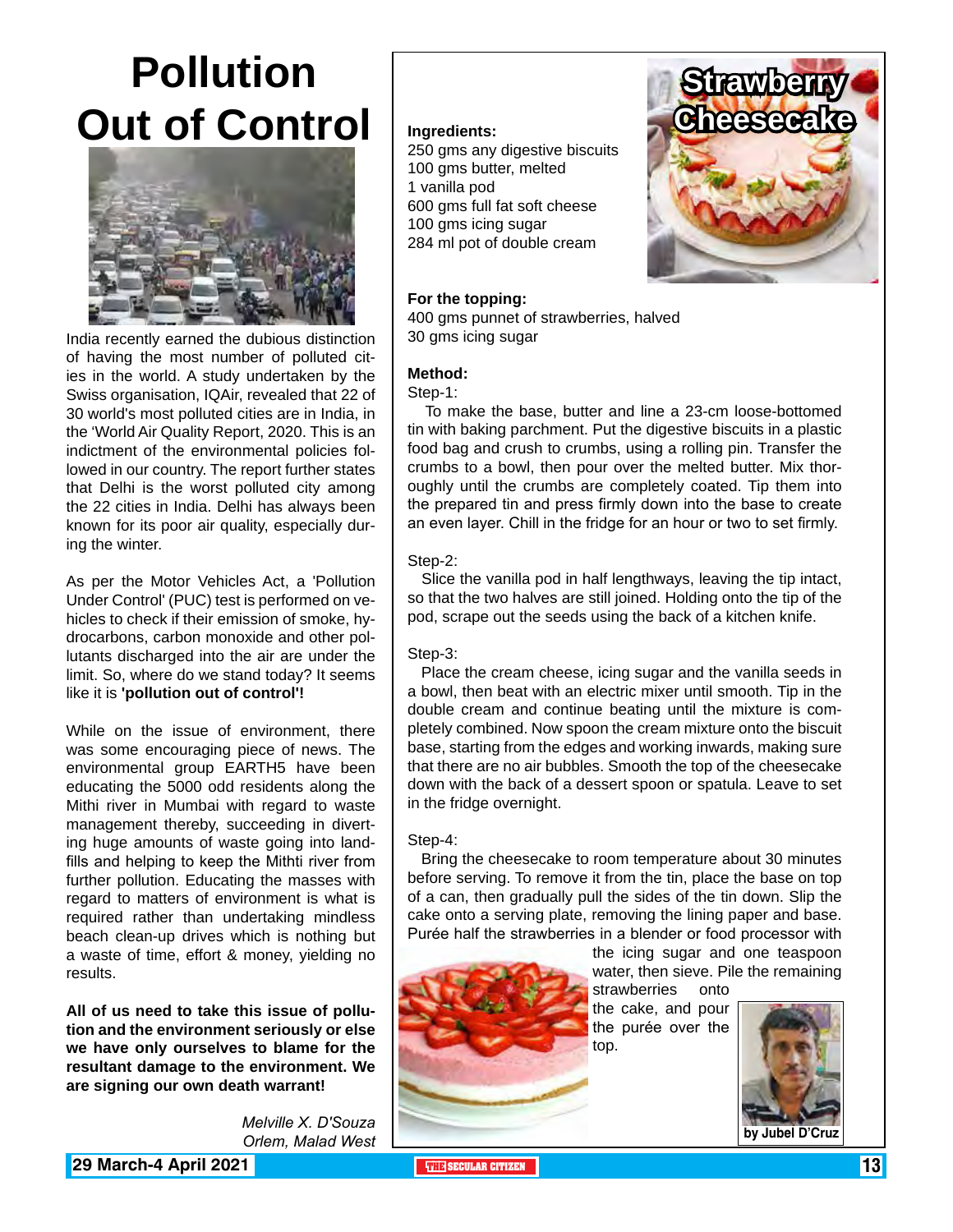# Pollution Out of Control

India recently earned the dubious distinction of having the most number of polluted cities in the world. A study undertaken by the Swiss organisation, IQAir, revealed that 22 of 30 world's most polluted cities are in India, in the 'World Air Quality Report, 2020. This is an indictment of the environmental policies followed in our country. The report further states that Delhi is the worst polluted city among the 22 cities in India. Delhi has always been known for its poor air quality, especially during the winter.

As per the Motor Vehicles Act, a 'Pollution Under Control' (PUC) test is performed on vehicles to check if their emission of smoke, hydrocarbons, carbon monoxide and other pollutants discharged into the air are under the limit. So, where do we stand today? It seems like it is **'pollution out of control'!**

While on the issue of environment, there was some encouraging piece of news. The environmental group EARTH5 have been educating the 5000 odd residents along the Mithi river in Mumbai with regard to waste management thereby, succeeding in diverting huge amounts of waste going into landfills and helping to keep the Mithti river from further pollution. Educating the masses with regard to matters of environment is what is required rather than undertaking mindless beach clean-up drives which is nothing but a waste of time, effort & money, yielding no results.

**All of us need to take this issue of pollution and the environment seriously or else we have only ourselves to blame for the resultant damage to the environment. We are signing our own death warrant!**

*Melville X. D'Souza*
*Orlem, Malad West*

# Strawberry Cheesecake

**Ingredients:**
250 gms any digestive biscuits
100 gms butter, melted
1 vanilla pod
600 gms full fat soft cheese
100 gms icing sugar
284 ml pot of double cream

**For the topping:**
400 gms punnet of strawberries, halved
30 gms icing sugar

**Method:**

Step-1:
To make the base, butter and line a 23-cm loose-bottomed tin with baking parchment. Put the digestive biscuits in a plastic food bag and crush to crumbs, using a rolling pin. Transfer the crumbs to a bowl, then pour over the melted butter. Mix thoroughly until the crumbs are completely coated. Tip them into the prepared tin and press firmly down into the base to create an even layer. Chill in the fridge for an hour or two to set firmly.

Step-2:
Slice the vanilla pod in half lengthways, leaving the tip intact, so that the two halves are still joined. Holding onto the tip of the pod, scrape out the seeds using the back of a kitchen knife.

Step-3:
Place the cream cheese, icing sugar and the vanilla seeds in a bowl, then beat with an electric mixer until smooth. Tip in the double cream and continue beating until the mixture is completely combined. Now spoon the cream mixture onto the biscuit base, starting from the edges and working inwards, making sure that there are no air bubbles. Smooth the top of the cheesecake down with the back of a dessert spoon or spatula. Leave to set in the fridge overnight.

Step-4:
Bring the cheesecake to room temperature about 30 minutes before serving. To remove it from the tin, place the base on top of a can, then gradually pull the sides of the tin down. Slip the cake onto a serving plate, removing the lining paper and base. Purée half the strawberries in a blender or food processor with the icing sugar and one teaspoon water, then sieve. Pile the remaining strawberries onto the cake, and pour the purée over the top.

by Jubel D'Cruz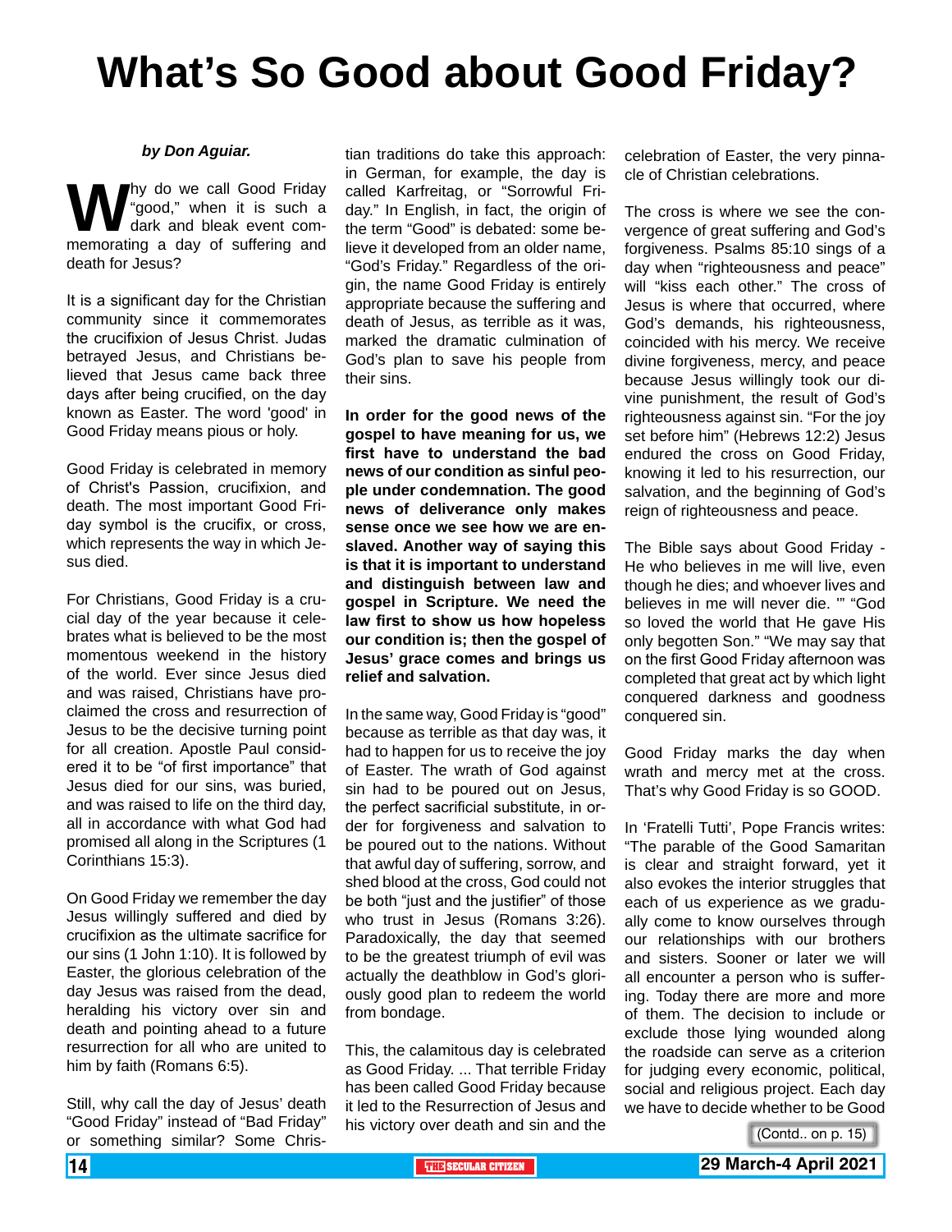# What's So Good about Good Friday?

***by Don Aguiar.***

Why do we call Good Friday "good," when it is such a dark and bleak event commemorating a day of suffering and death for Jesus?

It is a significant day for the Christian community since it commemorates the crucifixion of Jesus Christ. Judas betrayed Jesus, and Christians believed that Jesus came back three days after being crucified, on the day known as Easter. The word 'good' in Good Friday means pious or holy.

Good Friday is celebrated in memory of Christ's Passion, crucifixion, and death. The most important Good Friday symbol is the crucifix, or cross, which represents the way in which Jesus died.

For Christians, Good Friday is a crucial day of the year because it celebrates what is believed to be the most momentous weekend in the history of the world. Ever since Jesus died and was raised, Christians have proclaimed the cross and resurrection of Jesus to be the decisive turning point for all creation. Apostle Paul considered it to be "of first importance" that Jesus died for our sins, was buried, and was raised to life on the third day, all in accordance with what God had promised all along in the Scriptures (1 Corinthians 15:3).

On Good Friday we remember the day Jesus willingly suffered and died by crucifixion as the ultimate sacrifice for our sins (1 John 1:10). It is followed by Easter, the glorious celebration of the day Jesus was raised from the dead, heralding his victory over sin and death and pointing ahead to a future resurrection for all who are united to him by faith (Romans 6:5).

Still, why call the day of Jesus' death "Good Friday" instead of "Bad Friday" or something similar? Some Christian traditions do take this approach: in German, for example, the day is called Karfreitag, or "Sorrowful Friday." In English, in fact, the origin of the term "Good" is debated: some believe it developed from an older name, "God's Friday." Regardless of the origin, the name Good Friday is entirely appropriate because the suffering and death of Jesus, as terrible as it was, marked the dramatic culmination of God's plan to save his people from their sins.

**In order for the good news of the gospel to have meaning for us, we first have to understand the bad news of our condition as sinful people under condemnation. The good news of deliverance only makes sense once we see how we are enslaved. Another way of saying this is that it is important to understand and distinguish between law and gospel in Scripture. We need the law first to show us how hopeless our condition is; then the gospel of Jesus' grace comes and brings us relief and salvation.**

In the same way, Good Friday is "good" because as terrible as that day was, it had to happen for us to receive the joy of Easter. The wrath of God against sin had to be poured out on Jesus, the perfect sacrificial substitute, in order for forgiveness and salvation to be poured out to the nations. Without that awful day of suffering, sorrow, and shed blood at the cross, God could not be both "just and the justifier" of those who trust in Jesus (Romans 3:26). Paradoxically, the day that seemed to be the greatest triumph of evil was actually the deathblow in God's gloriously good plan to redeem the world from bondage.

This, the calamitous day is celebrated as Good Friday. ... That terrible Friday has been called Good Friday because it led to the Resurrection of Jesus and his victory over death and sin and the celebration of Easter, the very pinnacle of Christian celebrations.

The cross is where we see the convergence of great suffering and God's forgiveness. Psalms 85:10 sings of a day when "righteousness and peace" will "kiss each other." The cross of Jesus is where that occurred, where God's demands, his righteousness, coincided with his mercy. We receive divine forgiveness, mercy, and peace because Jesus willingly took our divine punishment, the result of God's righteousness against sin. "For the joy set before him" (Hebrews 12:2) Jesus endured the cross on Good Friday, knowing it led to his resurrection, our salvation, and the beginning of God's reign of righteousness and peace.

The Bible says about Good Friday - He who believes in me will live, even though he dies; and whoever lives and believes in me will never die. '" "God so loved the world that He gave His only begotten Son." "We may say that on the first Good Friday afternoon was completed that great act by which light conquered darkness and goodness conquered sin.

Good Friday marks the day when wrath and mercy met at the cross. That's why Good Friday is so GOOD.

In 'Fratelli Tutti', Pope Francis writes: "The parable of the Good Samaritan is clear and straight forward, yet it also evokes the interior struggles that each of us experience as we gradually come to know ourselves through our relationships with our brothers and sisters. Sooner or later we will all encounter a person who is suffering. Today there are more and more of them. The decision to include or exclude those lying wounded along the roadside can serve as a criterion for judging every economic, political, social and religious project. Each day we have to decide whether to be Good

(Contd.. on p. 15)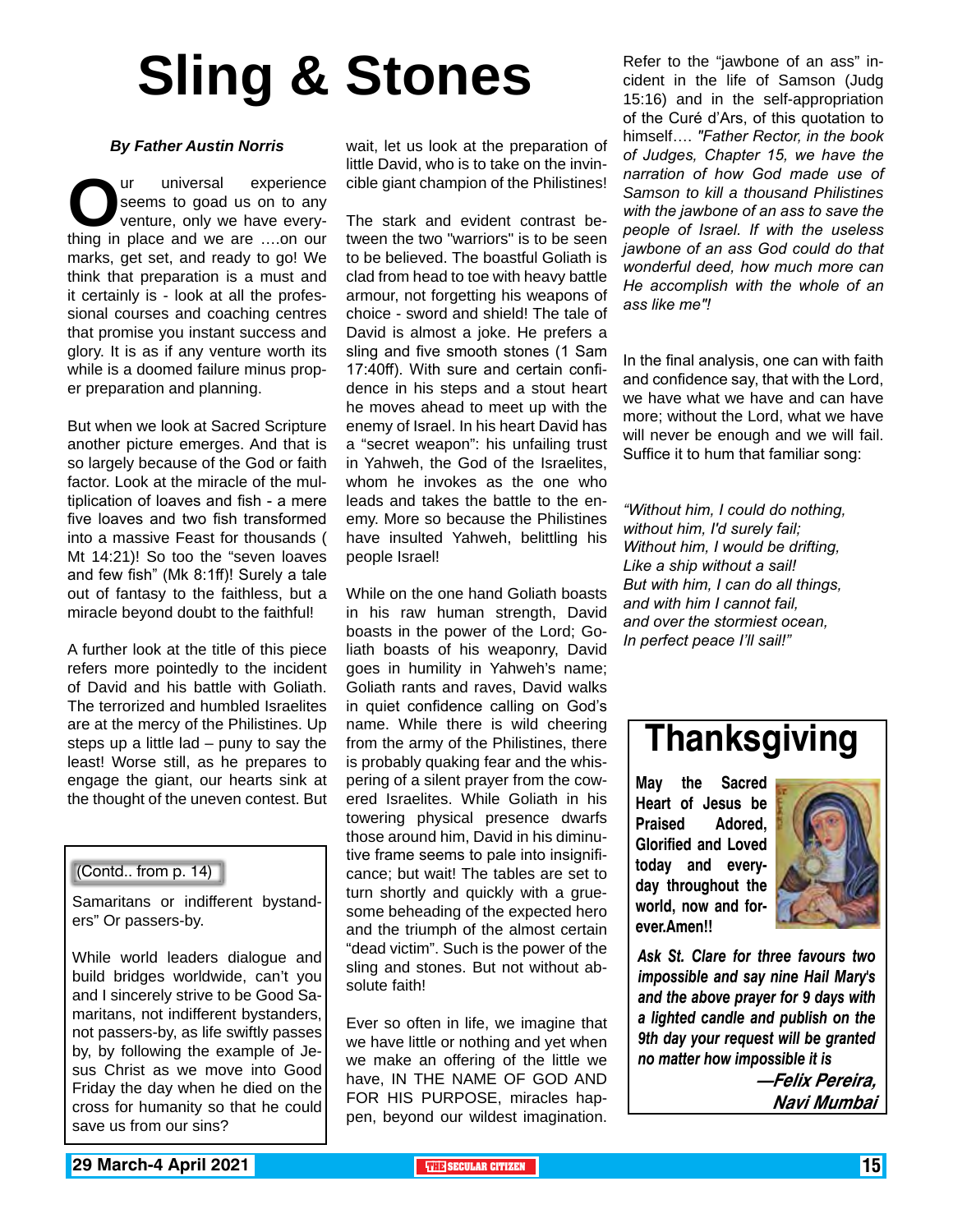# Sling & Stones

***By Father Austin Norris***

Our universal experience seems to goad us on to any venture, only we have everything in place and we are ….on our marks, get set, and ready to go! We think that preparation is a must and it certainly is - look at all the professional courses and coaching centres that promise you instant success and glory. It is as if any venture worth its while is a doomed failure minus proper preparation and planning.

But when we look at Sacred Scripture another picture emerges. And that is so largely because of the God or faith factor. Look at the miracle of the multiplication of loaves and fish - a mere five loaves and two fish transformed into a massive Feast for thousands ( Mt 14:21)! So too the "seven loaves and few fish" (Mk 8:1ff)! Surely a tale out of fantasy to the faithless, but a miracle beyond doubt to the faithful!

A further look at the title of this piece refers more pointedly to the incident of David and his battle with Goliath. The terrorized and humbled Israelites are at the mercy of the Philistines. Up steps up a little lad – puny to say the least! Worse still, as he prepares to engage the giant, our hearts sink at the thought of the uneven contest. But wait, let us look at the preparation of little David, who is to take on the invincible giant champion of the Philistines!

The stark and evident contrast between the two "warriors" is to be seen to be believed. The boastful Goliath is clad from head to toe with heavy battle armour, not forgetting his weapons of choice - sword and shield! The tale of David is almost a joke. He prefers a sling and five smooth stones (1 Sam 17:40ff). With sure and certain confidence in his steps and a stout heart he moves ahead to meet up with the enemy of Israel. In his heart David has a "secret weapon": his unfailing trust in Yahweh, the God of the Israelites, whom he invokes as the one who leads and takes the battle to the enemy. More so because the Philistines have insulted Yahweh, belittling his people Israel!

While on the one hand Goliath boasts in his raw human strength, David boasts in the power of the Lord; Goliath boasts of his weaponry, David goes in humility in Yahweh's name; Goliath rants and raves, David walks in quiet confidence calling on God's name. While there is wild cheering from the army of the Philistines, there is probably quaking fear and the whispering of a silent prayer from the cowered Israelites. While Goliath in his towering physical presence dwarfs those around him, David in his diminutive frame seems to pale into insignificance; but wait! The tables are set to turn shortly and quickly with a gruesome beheading of the expected hero and the triumph of the almost certain "dead victim". Such is the power of the sling and stones. But not without absolute faith!

Ever so often in life, we imagine that we have little or nothing and yet when we make an offering of the little we have, IN THE NAME OF GOD AND FOR HIS PURPOSE, miracles happen, beyond our wildest imagination. Refer to the "jawbone of an ass" incident in the life of Samson (Judg 15:16) and in the self-appropriation of the Curé d'Ars, of this quotation to himself…. *"Father Rector, in the book of Judges, Chapter 15, we have the narration of how God made use of Samson to kill a thousand Philistines with the jawbone of an ass to save the people of Israel. If with the useless jawbone of an ass God could do that wonderful deed, how much more can He accomplish with the whole of an ass like me"!*

In the final analysis, one can with faith and confidence say, that with the Lord, we have what we have and can have more; without the Lord, what we have will never be enough and we will fail. Suffice it to hum that familiar song:

*"Without him, I could do nothing,*
*without him, I'd surely fail;*
*Without him, I would be drifting,*
*Like a ship without a sail!*
*But with him, I can do all things,*
*and with him I cannot fail,*
*and over the stormiest ocean,*
*In perfect peace I'll sail!"*

---

(Contd.. from p. 14)

Samaritans or indifferent bystanders" Or passers-by.

While world leaders dialogue and build bridges worldwide, can't you and I sincerely strive to be Good Samaritans, not indifferent bystanders, not passers-by, as life swiftly passes by, by following the example of Jesus Christ as we move into Good Friday the day when he died on the cross for humanity so that he could save us from our sins?

---

# Thanksgiving

**May the Sacred Heart of Jesus be Praised Adored, Glorified and Loved today and everyday throughout the world, now and forever.Amen!!**

***Ask St. Clare for three favours two impossible and say nine Hail Mary's and the above prayer for 9 days with a lighted candle and publish on the 9th day your request will be granted no matter how impossible it is***

***—Felix Pereira, Navi Mumbai***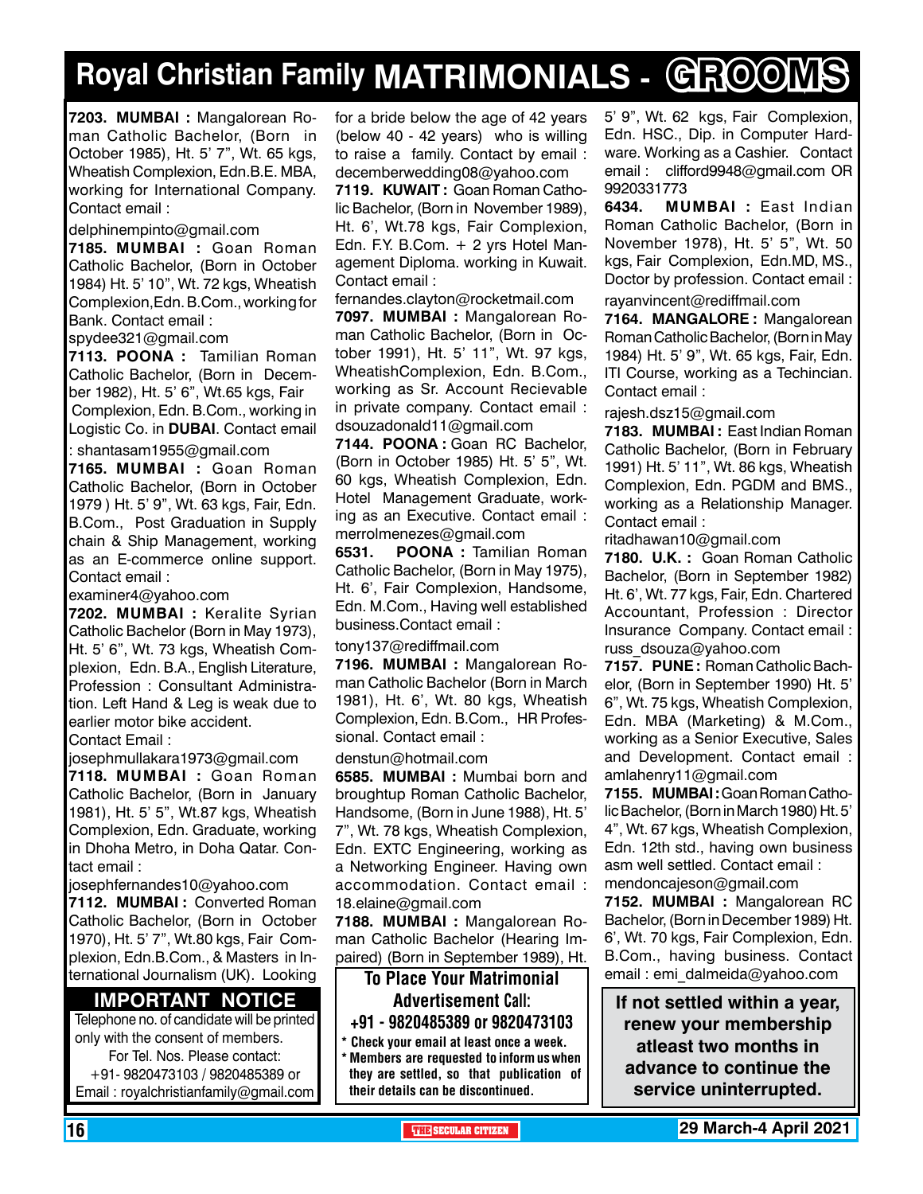# Royal Christian Family MATRIMONIALS - GROOMS

**7203. MUMBAI :** Mangalorean Roman Catholic Bachelor, (Born in October 1985), Ht. 5' 7", Wt. 65 kgs, Wheatish Complexion, Edn.B.E. MBA, working for International Company. Contact email :
delphinempinto@gmail.com

**7185. MUMBAI :** Goan Roman Catholic Bachelor, (Born in October 1984) Ht. 5' 10", Wt. 72 kgs, Wheatish Complexion,Edn. B.Com., working for Bank. Contact email :
spydee321@gmail.com

**7113. POONA :** Tamilian Roman Catholic Bachelor, (Born in December 1982), Ht. 5' 6", Wt.65 kgs, Fair Complexion, Edn. B.Com., working in Logistic Co. in **DUBAI**. Contact email : shantasam1955@gmail.com

**7165. MUMBAI :** Goan Roman Catholic Bachelor, (Born in October 1979 ) Ht. 5' 9", Wt. 63 kgs, Fair, Edn. B.Com., Post Graduation in Supply chain & Ship Management, working as an E-commerce online support. Contact email :
examiner4@yahoo.com

**7202. MUMBAI :** Keralite Syrian Catholic Bachelor (Born in May 1973), Ht. 5' 6", Wt. 73 kgs, Wheatish Complexion, Edn. B.A., English Literature, Profession : Consultant Administration. Left Hand & Leg is weak due to earlier motor bike accident.
Contact Email :
josephmullakara1973@gmail.com

**7118. MUMBAI :** Goan Roman Catholic Bachelor, (Born in January 1981), Ht. 5' 5", Wt.87 kgs, Wheatish Complexion, Edn. Graduate, working in Dhoha Metro, in Doha Qatar. Contact email :
josephfernandes10@yahoo.com

**7112. MUMBAI :** Converted Roman Catholic Bachelor, (Born in October 1970), Ht. 5' 7", Wt.80 kgs, Fair Complexion, Edn.B.Com., & Masters in International Journalism (UK). Looking for a bride below the age of 42 years (below 40 - 42 years) who is willing to raise a family. Contact by email :
decemberwedding08@yahoo.com

**7119. KUWAIT :** Goan Roman Catholic Bachelor, (Born in November 1989), Ht. 6', Wt.78 kgs, Fair Complexion, Edn. F.Y. B.Com. + 2 yrs Hotel Management Diploma. working in Kuwait. Contact email :
fernandes.clayton@rocketmail.com

**7097. MUMBAI :** Mangalorean Roman Catholic Bachelor, (Born in October 1991), Ht. 5' 11", Wt. 97 kgs, WheatishComplexion, Edn. B.Com., working as Sr. Account Recievable in private company. Contact email :
dsouzadonald11@gmail.com

**7144. POONA :** Goan RC Bachelor, (Born in October 1985) Ht. 5' 5", Wt. 60 kgs, Wheatish Complexion, Edn. Hotel Management Graduate, working as an Executive. Contact email :
merrolmenezes@gmail.com

**6531. POONA :** Tamilian Roman Catholic Bachelor, (Born in May 1975), Ht. 6', Fair Complexion, Handsome, Edn. M.Com., Having well established business.Contact email :
tony137@rediffmail.com

**7196. MUMBAI :** Mangalorean Roman Catholic Bachelor (Born in March 1981), Ht. 6', Wt. 80 kgs, Wheatish Complexion, Edn. B.Com., HR Professional. Contact email :
denstun@hotmail.com

**6585. MUMBAI :** Mumbai born and broughtup Roman Catholic Bachelor, Handsome, (Born in June 1988), Ht. 5' 7", Wt. 78 kgs, Wheatish Complexion, Edn. EXTC Engineering, working as a Networking Engineer. Having own accommodation. Contact email :
18.elaine@gmail.com

**7188. MUMBAI :** Mangalorean Roman Catholic Bachelor (Hearing Impaired) (Born in September 1989), Ht. 5' 9", Wt. 62 kgs, Fair Complexion, Edn. HSC., Dip. in Computer Hardware. Working as a Cashier. Contact email : clifford9948@gmail.com OR 9920331773

**6434. MUMBAI :** East Indian Roman Catholic Bachelor, (Born in November 1978), Ht. 5' 5", Wt. 50 kgs, Fair Complexion, Edn.MD, MS., Doctor by profession. Contact email :
rayanvincent@rediffmail.com

**7164. MANGALORE :** Mangalorean Roman Catholic Bachelor, (Born in May 1984) Ht. 5' 9", Wt. 65 kgs, Fair, Edn. ITI Course, working as a Techincian. Contact email :
rajesh.dsz15@gmail.com

**7183. MUMBAI :** East Indian Roman Catholic Bachelor, (Born in February 1991) Ht. 5' 11", Wt. 86 kgs, Wheatish Complexion, Edn. PGDM and BMS., working as a Relationship Manager. Contact email :
ritadhawan10@gmail.com

**7180. U.K. :** Goan Roman Catholic Bachelor, (Born in September 1982) Ht. 6', Wt. 77 kgs, Fair, Edn. Chartered Accountant, Profession : Director Insurance Company. Contact email :
russ_dsouza@yahoo.com

**7157. PUNE :** Roman Catholic Bachelor, (Born in September 1990) Ht. 5' 6", Wt. 75 kgs, Wheatish Complexion, Edn. MBA (Marketing) & M.Com., working as a Senior Executive, Sales and Development. Contact email :
amlahenry11@gmail.com

**7155. MUMBAI :** Goan Roman Catholic Bachelor, (Born in March 1980) Ht. 5' 4", Wt. 67 kgs, Wheatish Complexion, Edn. 12th std., having own business asm well settled. Contact email :
mendoncajeson@gmail.com

**7152. MUMBAI :** Mangalorean RC Bachelor, (Born in December 1989) Ht. 6', Wt. 70 kgs, Fair Complexion, Edn. B.Com., having business. Contact email : emi_dalmeida@yahoo.com

## IMPORTANT NOTICE

Telephone no. of candidate will be printed only with the consent of members.
For Tel. Nos. Please contact:
+91- 9820473103 / 9820485389 or
Email : royalchristianfamily@gmail.com

**To Place Your Matrimonial Advertisement Call:**
**+91 - 9820485389 or 9820473103**

- Check your email at least once a week.
- Members are requested to inform us when they are settled, so that publication of their details can be discontinued.

**If not settled within a year, renew your membership atleast two months in advance to continue the service uninterrupted.**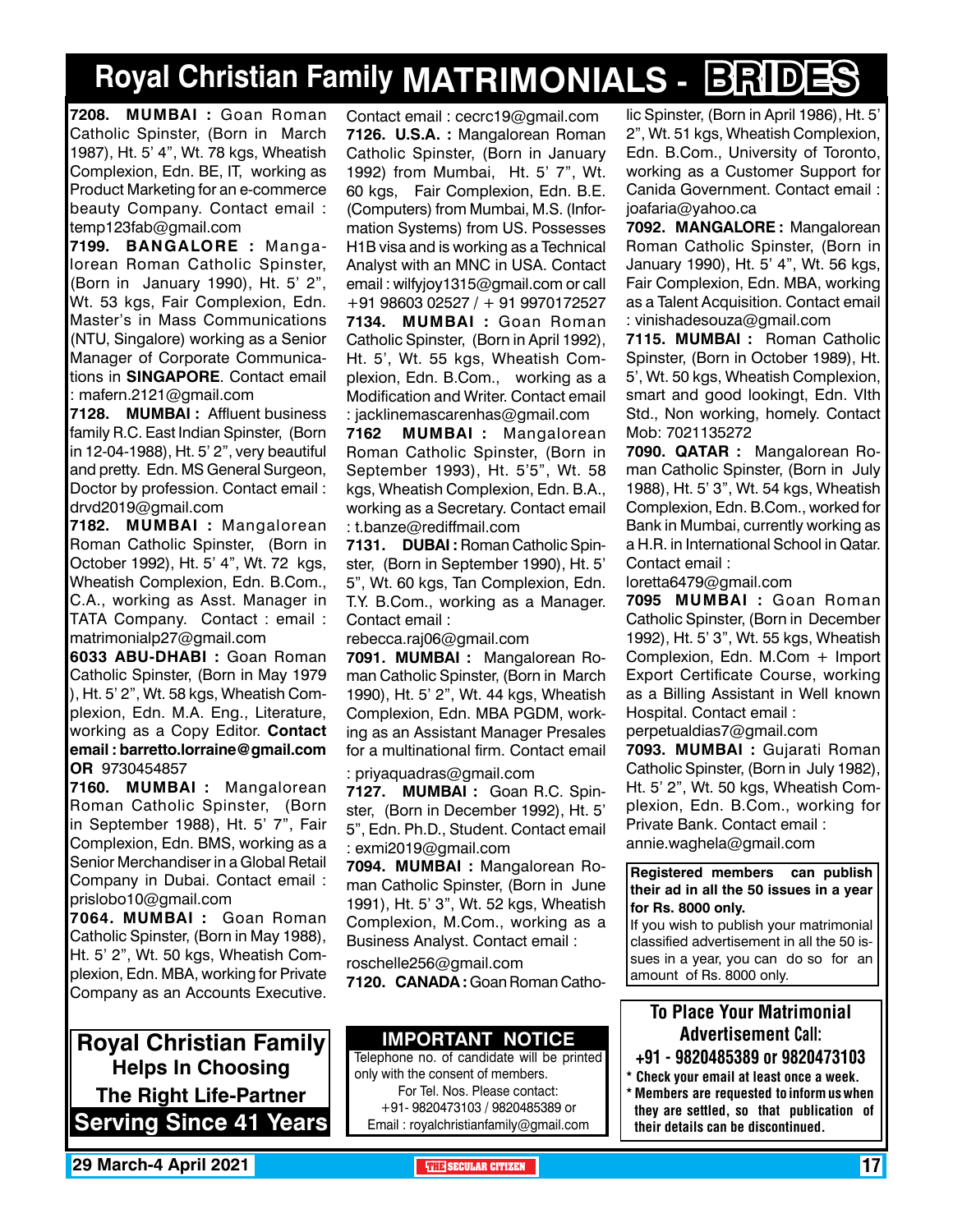# Royal Christian Family MATRIMONIALS - BRIDES

**7208. MUMBAI :** Goan Roman Catholic Spinster, (Born in March 1987), Ht. 5' 4", Wt. 78 kgs, Wheatish Complexion, Edn. BE, IT, working as Product Marketing for an e-commerce beauty Company. Contact email : temp123fab@gmail.com

**7199. BANGALORE :** Mangalorean Roman Catholic Spinster, (Born in January 1990), Ht. 5' 2", Wt. 53 kgs, Fair Complexion, Edn. Master's in Mass Communications (NTU, Singalore) working as a Senior Manager of Corporate Communications in **SINGAPORE**. Contact email : mafern.2121@gmail.com

**7128. MUMBAI :** Affluent business family R.C. East Indian Spinster, (Born in 12-04-1988), Ht. 5' 2", very beautiful and pretty. Edn. MS General Surgeon, Doctor by profession. Contact email : drvd2019@gmail.com

**7182. MUMBAI :** Mangalorean Roman Catholic Spinster, (Born in October 1992), Ht. 5' 4", Wt. 72 kgs, Wheatish Complexion, Edn. B.Com., C.A., working as Asst. Manager in TATA Company. Contact : email : matrimonialp27@gmail.com

**6033 ABU-DHABI :** Goan Roman Catholic Spinster, (Born in May 1979 ), Ht. 5' 2", Wt. 58 kgs, Wheatish Complexion, Edn. M.A. Eng., Literature, working as a Copy Editor. **Contact email : barretto.lorraine@gmail.com OR** 9730454857

**7160. MUMBAI :** Mangalorean Roman Catholic Spinster, (Born in September 1988), Ht. 5' 7", Fair Complexion, Edn. BMS, working as a Senior Merchandiser in a Global Retail Company in Dubai. Contact email : prislobo10@gmail.com

**7064. MUMBAI :** Goan Roman Catholic Spinster, (Born in May 1988), Ht. 5' 2", Wt. 50 kgs, Wheatish Complexion, Edn. MBA, working for Private Company as an Accounts Executive. Contact email : cecrc19@gmail.com

**7126. U.S.A. :** Mangalorean Roman Catholic Spinster, (Born in January 1992) from Mumbai, Ht. 5' 7", Wt. 60 kgs, Fair Complexion, Edn. B.E. (Computers) from Mumbai, M.S. (Information Systems) from US. Possesses H1B visa and is working as a Technical Analyst with an MNC in USA. Contact email : wilfyjoy1315@gmail.com or call +91 98603 02527 / + 91 9970172527

**7134. MUMBAI :** Goan Roman Catholic Spinster, (Born in April 1992), Ht. 5', Wt. 55 kgs, Wheatish Complexion, Edn. B.Com., working as a Modification and Writer. Contact email : jacklinemascarenhas@gmail.com

**7162 MUMBAI :** Mangalorean Roman Catholic Spinster, (Born in September 1993), Ht. 5'5", Wt. 58 kgs, Wheatish Complexion, Edn. B.A., working as a Secretary. Contact email : t.banze@rediffmail.com

**7131. DUBAI :** Roman Catholic Spinster, (Born in September 1990), Ht. 5' 5", Wt. 60 kgs, Tan Complexion, Edn. T.Y. B.Com., working as a Manager. Contact email : rebecca.raj06@gmail.com

**7091. MUMBAI :** Mangalorean Roman Catholic Spinster, (Born in March 1990), Ht. 5' 2", Wt. 44 kgs, Wheatish Complexion, Edn. MBA PGDM, working as an Assistant Manager Presales for a multinational firm. Contact email : priyaquadras@gmail.com

**7127. MUMBAI :** Goan R.C. Spinster, (Born in December 1992), Ht. 5' 5", Edn. Ph.D., Student. Contact email : exmi2019@gmail.com

**7094. MUMBAI :** Mangalorean Roman Catholic Spinster, (Born in June 1991), Ht. 5' 3", Wt. 52 kgs, Wheatish Complexion, Edn. M.Com., working as a Business Analyst. Contact email : roschelle256@gmail.com

**7120. CANADA :** Goan Roman Catholic Spinster, (Born in April 1986), Ht. 5' 2", Wt. 51 kgs, Wheatish Complexion, Edn. B.Com., University of Toronto, working as a Customer Support for Canida Government. Contact email : joafaria@yahoo.ca

**7092. MANGALORE :** Mangalorean Roman Catholic Spinster, (Born in January 1990), Ht. 5' 4", Wt. 56 kgs, Fair Complexion, Edn. MBA, working as a Talent Acquisition. Contact email : vinishadesouza@gmail.com

**7115. MUMBAI :** Roman Catholic Spinster, (Born in October 1989), Ht. 5', Wt. 50 kgs, Wheatish Complexion, smart and good lookingt, Edn. VIth Std., Non working, homely. Contact Mob: 7021135272

**7090. QATAR :** Mangalorean Roman Catholic Spinster, (Born in July 1988), Ht. 5' 3", Wt. 54 kgs, Wheatish Complexion, Edn. B.Com., worked for Bank in Mumbai, currently working as a H.R. in International School in Qatar. Contact email : loretta6479@gmail.com

**7095 MUMBAI :** Goan Roman Catholic Spinster, (Born in December 1992), Ht. 5' 3", Wt. 55 kgs, Wheatish Complexion, Edn. M.Com + Import Export Certificate Course, working as a Billing Assistant in Well known Hospital. Contact email : perpetualdias7@gmail.com

**7093. MUMBAI :** Gujarati Roman Catholic Spinster, (Born in July 1982), Ht. 5' 2", Wt. 50 kgs, Wheatish Complexion, Edn. B.Com., working for Private Bank. Contact email : annie.waghela@gmail.com

**Registered members can publish their ad in all the 50 issues in a year for Rs. 8000 only.**
If you wish to publish your matrimonial classified advertisement in all the 50 issues in a year, you can do so for an amount of Rs. 8000 only.

**Royal Christian Family Helps In Choosing The Right Life-Partner Serving Since 41 Years**

**IMPORTANT NOTICE**

Telephone no. of candidate will be printed only with the consent of members.
For Tel. Nos. Please contact:
+91- 9820473103 / 9820485389 or
Email : royalchristianfamily@gmail.com

**To Place Your Matrimonial Advertisement Call:**
**+91 - 9820485389 or 9820473103**

- Check your email at least once a week.
- Members are requested to inform us when they are settled, so that publication of their details can be discontinued.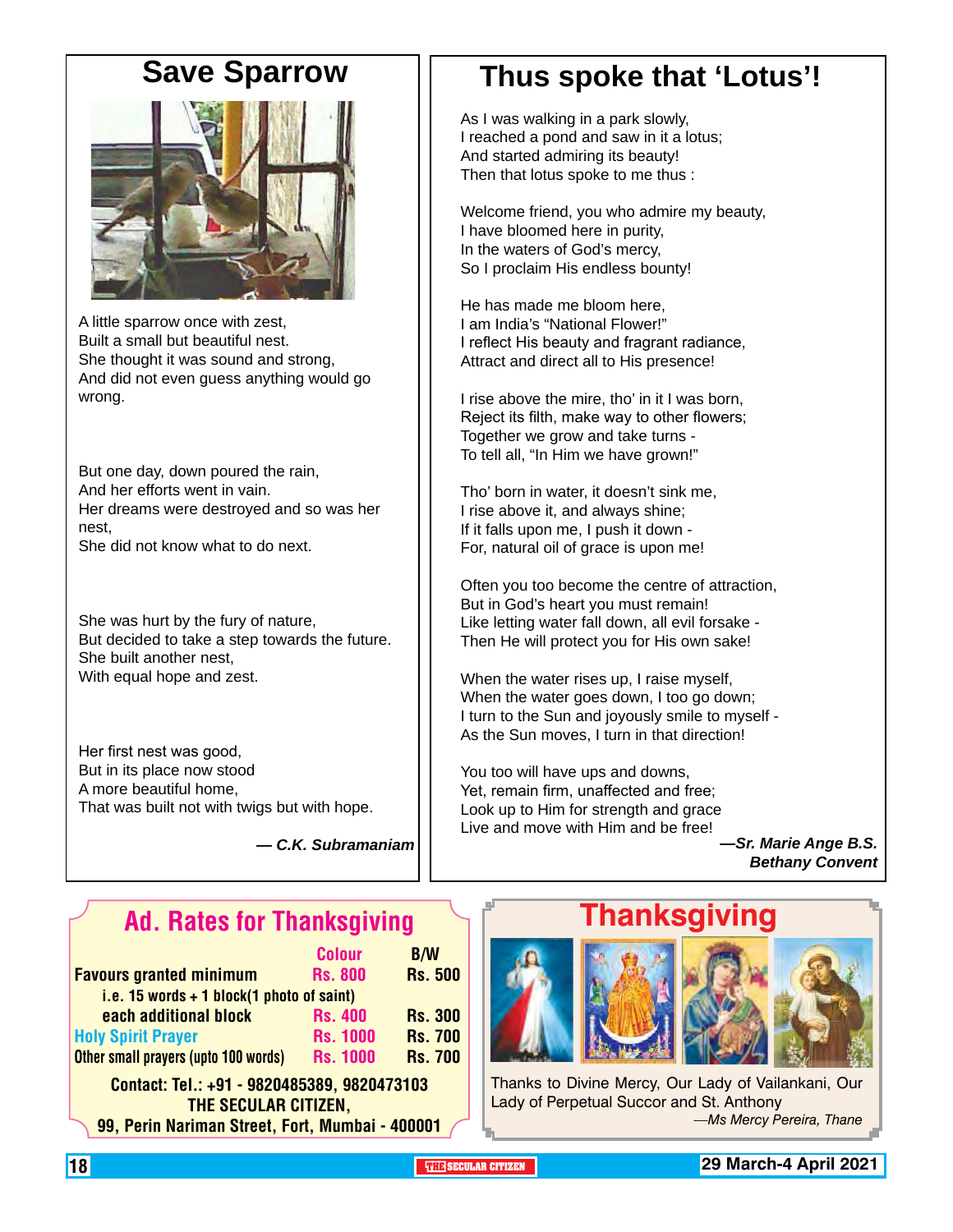# Save Sparrow

A little sparrow once with zest,
Built a small but beautiful nest.
She thought it was sound and strong,
And did not even guess anything would go wrong.

But one day, down poured the rain,
And her efforts went in vain.
Her dreams were destroyed and so was her nest,
She did not know what to do next.

She was hurt by the fury of nature,
But decided to take a step towards the future.
She built another nest,
With equal hope and zest.

Her first nest was good,
But in its place now stood
A more beautiful home,
That was built not with twigs but with hope.

***— C.K. Subramaniam***

# Thus spoke that 'Lotus'!

As I was walking in a park slowly,
I reached a pond and saw in it a lotus;
And started admiring its beauty!
Then that lotus spoke to me thus :

Welcome friend, you who admire my beauty,
I have bloomed here in purity,
In the waters of God's mercy,
So I proclaim His endless bounty!

He has made me bloom here,
I am India's "National Flower!"
I reflect His beauty and fragrant radiance,
Attract and direct all to His presence!

I rise above the mire, tho' in it I was born,
Reject its filth, make way to other flowers;
Together we grow and take turns -
To tell all, "In Him we have grown!"

Tho' born in water, it doesn't sink me,
I rise above it, and always shine;
If it falls upon me, I push it down -
For, natural oil of grace is upon me!

Often you too become the centre of attraction,
But in God's heart you must remain!
Like letting water fall down, all evil forsake -
Then He will protect you for His own sake!

When the water rises up, I raise myself,
When the water goes down, I too go down;
I turn to the Sun and joyously smile to myself -
As the Sun moves, I turn in that direction!

You too will have ups and downs,
Yet, remain firm, unaffected and free;
Look up to Him for strength and grace
Live and move with Him and be free!

***—Sr. Marie Ange B.S.***
***Bethany Convent***

## Ad. Rates for Thanksgiving

| | Colour | B/W |
|---|---|---|
| Favours granted minimum | Rs. 800 | Rs. 500 |
| i.e. 15 words + 1 block(1 photo of saint) | | |
| each additional block | Rs. 400 | Rs. 300 |
| Holy Spirit Prayer | Rs. 1000 | Rs. 700 |
| Other small prayers (upto 100 words) | Rs. 1000 | Rs. 700 |

**Contact: Tel.: +91 - 9820485389, 9820473103**
**THE SECULAR CITIZEN,**
**99, Perin Nariman Street, Fort, Mumbai - 400001**

## Thanksgiving

Thanks to Divine Mercy, Our Lady of Vailankani, Our Lady of Perpetual Succor and St. Anthony

*—Ms Mercy Pereira, Thane*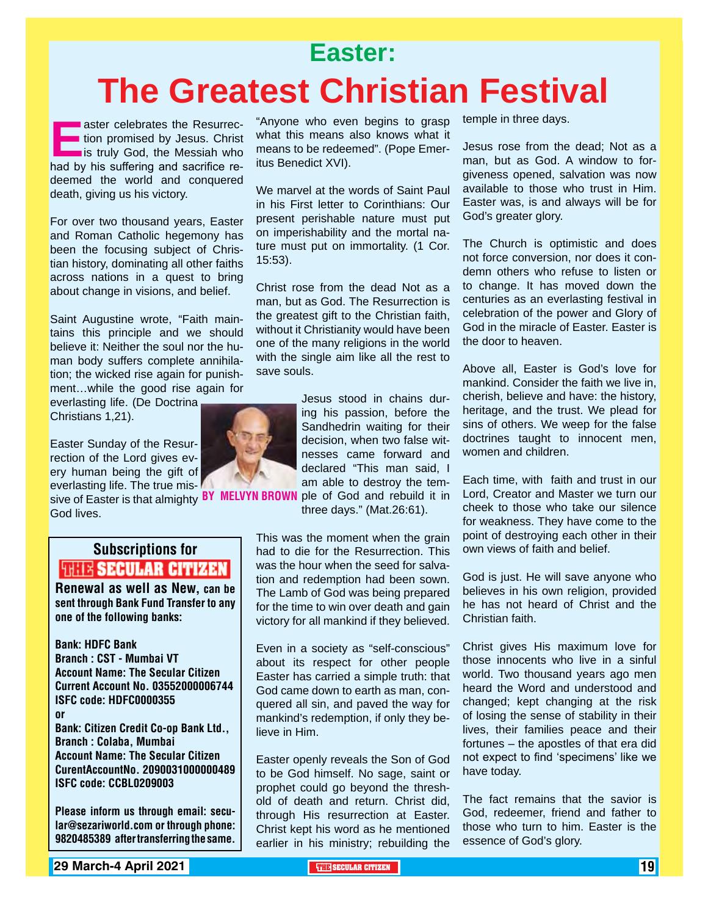# Easter:

# The Greatest Christian Festival

Easter celebrates the Resurrection promised by Jesus. Christ is truly God, the Messiah who had by his suffering and sacrifice redeemed the world and conquered death, giving us his victory.

For over two thousand years, Easter and Roman Catholic hegemony has been the focusing subject of Christian history, dominating all other faiths across nations in a quest to bring about change in visions, and belief.

Saint Augustine wrote, "Faith maintains this principle and we should believe it: Neither the soul nor the human body suffers complete annihilation; the wicked rise again for punishment…while the good rise again for everlasting life. (De Doctrina Christians 1,21).

Easter Sunday of the Resurrection of the Lord gives every human being the gift of everlasting life. The true missive of Easter is that almighty God lives.

**BY MELVYN BROWN**

"Anyone who even begins to grasp what this means also knows what it means to be redeemed". (Pope Emeritus Benedict XVI).

We marvel at the words of Saint Paul in his First letter to Corinthians: Our present perishable nature must put on imperishability and the mortal nature must put on immortality. (1 Cor. 15:53).

Christ rose from the dead Not as a man, but as God. The Resurrection is the greatest gift to the Christian faith, without it Christianity would have been one of the many religions in the world with the single aim like all the rest to save souls.

Jesus stood in chains during his passion, before the Sandhedrin waiting for their decision, when two false witnesses came forward and declared "This man said, I am able to destroy the temple of God and rebuild it in three days." (Mat.26:61).

This was the moment when the grain had to die for the Resurrection. This was the hour when the seed for salvation and redemption had been sown. The Lamb of God was being prepared for the time to win over death and gain victory for all mankind if they believed.

Even in a society as "self-conscious" about its respect for other people Easter has carried a simple truth: that God came down to earth as man, conquered all sin, and paved the way for mankind's redemption, if only they believe in Him.

Easter openly reveals the Son of God to be God himself. No sage, saint or prophet could go beyond the threshold of death and return. Christ did, through His resurrection at Easter. Christ kept his word as he mentioned earlier in his ministry; rebuilding the temple in three days.

Jesus rose from the dead; Not as a man, but as God. A window to forgiveness opened, salvation was now available to those who trust in Him. Easter was, is and always will be for God's greater glory.

The Church is optimistic and does not force conversion, nor does it condemn others who refuse to listen or to change. It has moved down the centuries as an everlasting festival in celebration of the power and Glory of God in the miracle of Easter. Easter is the door to heaven.

Above all, Easter is God's love for mankind. Consider the faith we live in, cherish, believe and have: the history, heritage, and the trust. We plead for sins of others. We weep for the false doctrines taught to innocent men, women and children.

Each time, with faith and trust in our Lord, Creator and Master we turn our cheek to those who take our silence for weakness. They have come to the point of destroying each other in their own views of faith and belief.

God is just. He will save anyone who believes in his own religion, provided he has not heard of Christ and the Christian faith.

Christ gives His maximum love for those innocents who live in a sinful world. Two thousand years ago men heard the Word and understood and changed; kept changing at the risk of losing the sense of stability in their lives, their families peace and their fortunes – the apostles of that era did not expect to find 'specimens' like we have today.

The fact remains that the savior is God, redeemer, friend and father to those who turn to him. Easter is the essence of God's glory.

---

**Subscriptions for THE SECULAR CITIZEN**

**Renewal as well as New, can be sent through Bank Fund Transfer to any one of the following banks:**

**Bank: HDFC Bank**
**Branch : CST - Mumbai VT**
**Account Name: The Secular Citizen**
**Current Account No. 03552000006744**
**ISFC code: HDFC0000355**

**or**

**Bank: Citizen Credit Co-op Bank Ltd.,**
**Branch : Colaba, Mumbai**
**Account Name: The Secular Citizen**
**CurentAccountNo. 2090031000000489**
**ISFC code: CCBL0209003**

**Please inform us through email: secular@sezariworld.com or through phone: 9820485389 after transferring the same.**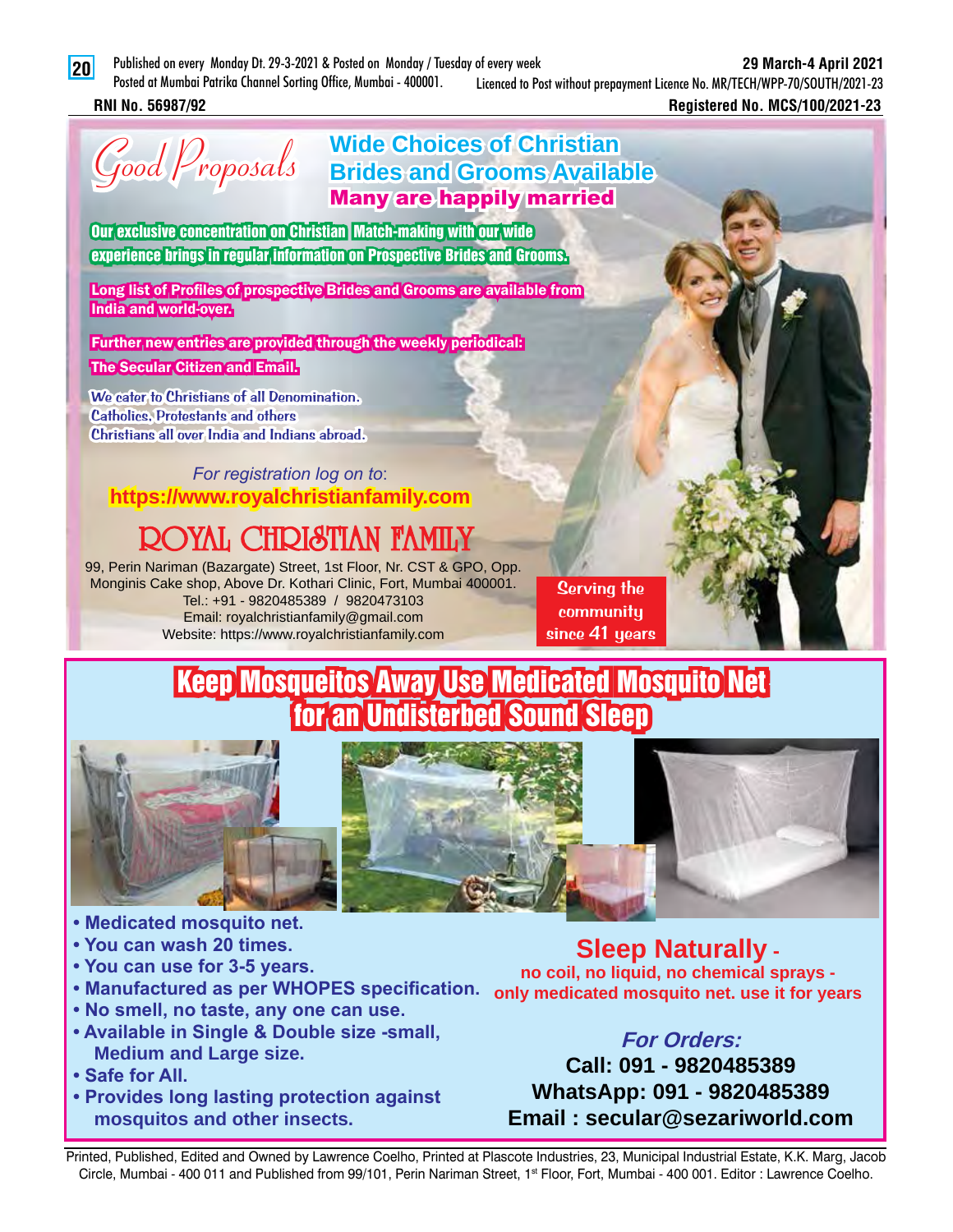# Good Proposals

## Wide Choices of Christian Brides and Grooms Available

**Many are happily married**

**Our exclusive concentration on Christian Match-making with our wide experience brings in regular information on Prospective Brides and Grooms.**

**Long list of Profiles of prospective Brides and Grooms are available from India and world-over.**

**Further new entries are provided through the weekly periodical: The Secular Citizen and Email.**

We cater to Christians of all Denomination. Catholics, Protestants and others Christians all over India and Indians abroad.

*For registration log on to*:

**https://www.royalchristianfamily.com**

## ROYAL CHRISTIAN FAMILY

99, Perin Nariman (Bazargate) Street, 1st Floor, Nr. CST & GPO, Opp. Monginis Cake shop, Above Dr. Kothari Clinic, Fort, Mumbai 400001.
Tel.: +91 - 9820485389 / 9820473103
Email: royalchristianfamily@gmail.com
Website: https://www.royalchristianfamily.com

**Serving the community since 41 years**

## Keep Mosqueitos Away Use Medicated Mosquito Net for an Undisterbed Sound Sleep

- Medicated mosquito net.
- You can wash 20 times.
- You can use for 3-5 years.
- Manufactured as per WHOPES specification.
- No smell, no taste, any one can use.
- Available in Single & Double size -small, Medium and Large size.
- Safe for All.
- Provides long lasting protection against mosquitos and other insects.

**Sleep Naturally -**
**no coil, no liquid, no chemical sprays - only medicated mosquito net. use it for years**

*For Orders:*
**Call: 091 - 9820485389**
**WhatsApp: 091 - 9820485389**
**Email : secular@sezariworld.com**

Printed, Published, Edited and Owned by Lawrence Coelho, Printed at Plascote Industries, 23, Municipal Industrial Estate, K.K. Marg, Jacob Circle, Mumbai - 400 011 and Published from 99/101, Perin Nariman Street, 1st Floor, Fort, Mumbai - 400 001. Editor : Lawrence Coelho.